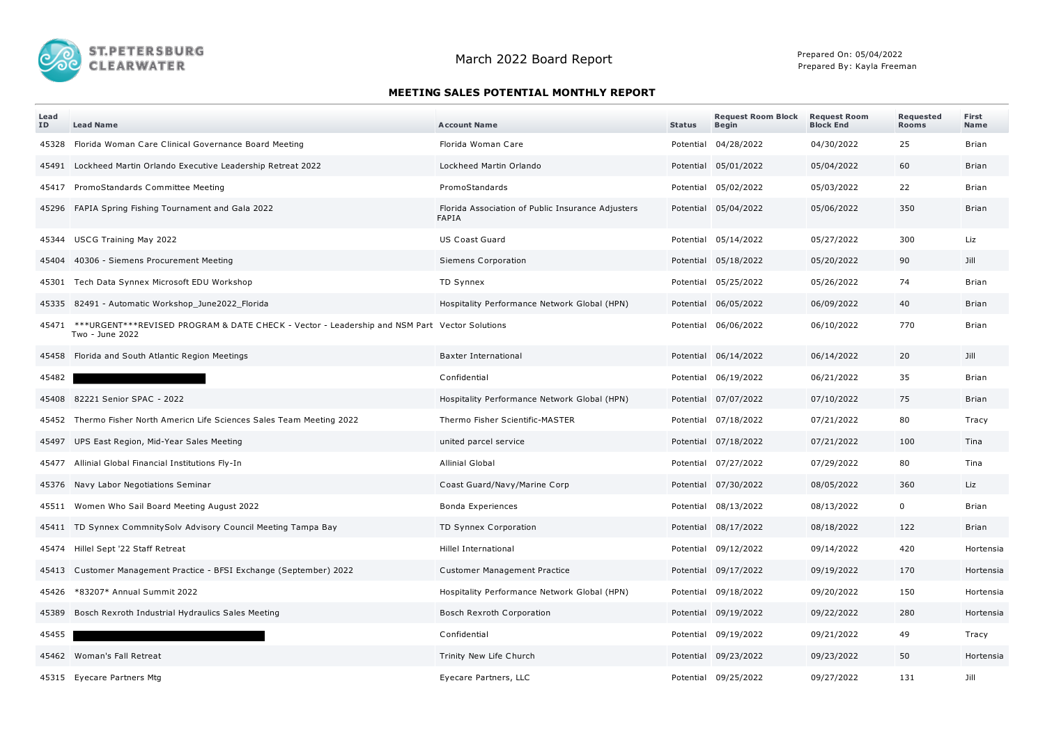ST.PETERSBURG CLEARWATER

# March 2022 Board Report

Prepared On: 05/04/2022
Prepared By: Kayla Freeman

## MEETING SALES POTENTIAL MONTHLY REPORT

| Lead ID | Lead Name | Account Name | Status | Request Room Block Begin | Request Room Block End | Requested Rooms | First Name |
|---|---|---|---|---|---|---|---|
| 45328 | Florida Woman Care Clinical Governance Board Meeting | Florida Woman Care | Potential | 04/28/2022 | 04/30/2022 | 25 | Brian |
| 45491 | Lockheed Martin Orlando Executive Leadership Retreat 2022 | Lockheed Martin Orlando | Potential | 05/01/2022 | 05/04/2022 | 60 | Brian |
| 45417 | PromoStandards Committee Meeting | PromoStandards | Potential | 05/02/2022 | 05/03/2022 | 22 | Brian |
| 45296 | FAPIA Spring Fishing Tournament and Gala 2022 | Florida Association of Public Insurance Adjusters FAPIA | Potential | 05/04/2022 | 05/06/2022 | 350 | Brian |
| 45344 | USCG Training May 2022 | US Coast Guard | Potential | 05/14/2022 | 05/27/2022 | 300 | Liz |
| 45404 | 40306 - Siemens Procurement Meeting | Siemens Corporation | Potential | 05/18/2022 | 05/20/2022 | 90 | Jill |
| 45301 | Tech Data Synnex Microsoft EDU Workshop | TD Synnex | Potential | 05/25/2022 | 05/26/2022 | 74 | Brian |
| 45335 | 82491 - Automatic Workshop_June2022_Florida | Hospitality Performance Network Global (HPN) | Potential | 06/05/2022 | 06/09/2022 | 40 | Brian |
| 45471 | ***URGENT***REVISED PROGRAM & DATE CHECK - Vector - Leadership and NSM Part Two - June 2022 | Vector Solutions | Potential | 06/06/2022 | 06/10/2022 | 770 | Brian |
| 45458 | Florida and South Atlantic Region Meetings | Baxter International | Potential | 06/14/2022 | 06/14/2022 | 20 | Jill |
| 45482 | [REDACTED] | Confidential | Potential | 06/19/2022 | 06/21/2022 | 35 | Brian |
| 45408 | 82221 Senior SPAC - 2022 | Hospitality Performance Network Global (HPN) | Potential | 07/07/2022 | 07/10/2022 | 75 | Brian |
| 45452 | Thermo Fisher North Americn Life Sciences Sales Team Meeting 2022 | Thermo Fisher Scientific-MASTER | Potential | 07/18/2022 | 07/21/2022 | 80 | Tracy |
| 45497 | UPS East Region, Mid-Year Sales Meeting | united parcel service | Potential | 07/18/2022 | 07/21/2022 | 100 | Tina |
| 45477 | Allinial Global Financial Institutions Fly-In | Allinial Global | Potential | 07/27/2022 | 07/29/2022 | 80 | Tina |
| 45376 | Navy Labor Negotiations Seminar | Coast Guard/Navy/Marine Corp | Potential | 07/30/2022 | 08/05/2022 | 360 | Liz |
| 45511 | Women Who Sail Board Meeting August 2022 | Bonda Experiences | Potential | 08/13/2022 | 08/13/2022 | 0 | Brian |
| 45411 | TD Synnex CommnitySolv Advisory Council Meeting Tampa Bay | TD Synnex Corporation | Potential | 08/17/2022 | 08/18/2022 | 122 | Brian |
| 45474 | Hillel Sept '22 Staff Retreat | Hillel International | Potential | 09/12/2022 | 09/14/2022 | 420 | Hortensia |
| 45413 | Customer Management Practice - BFSI Exchange (September) 2022 | Customer Management Practice | Potential | 09/17/2022 | 09/19/2022 | 170 | Hortensia |
| 45426 | *83207* Annual Summit 2022 | Hospitality Performance Network Global (HPN) | Potential | 09/18/2022 | 09/20/2022 | 150 | Hortensia |
| 45389 | Bosch Rexroth Industrial Hydraulics Sales Meeting | Bosch Rexroth Corporation | Potential | 09/19/2022 | 09/22/2022 | 280 | Hortensia |
| 45455 | [REDACTED] | Confidential | Potential | 09/19/2022 | 09/21/2022 | 49 | Tracy |
| 45462 | Woman's Fall Retreat | Trinity New Life Church | Potential | 09/23/2022 | 09/23/2022 | 50 | Hortensia |
| 45315 | Eyecare Partners Mtg | Eyecare Partners, LLC | Potential | 09/25/2022 | 09/27/2022 | 131 | Jill |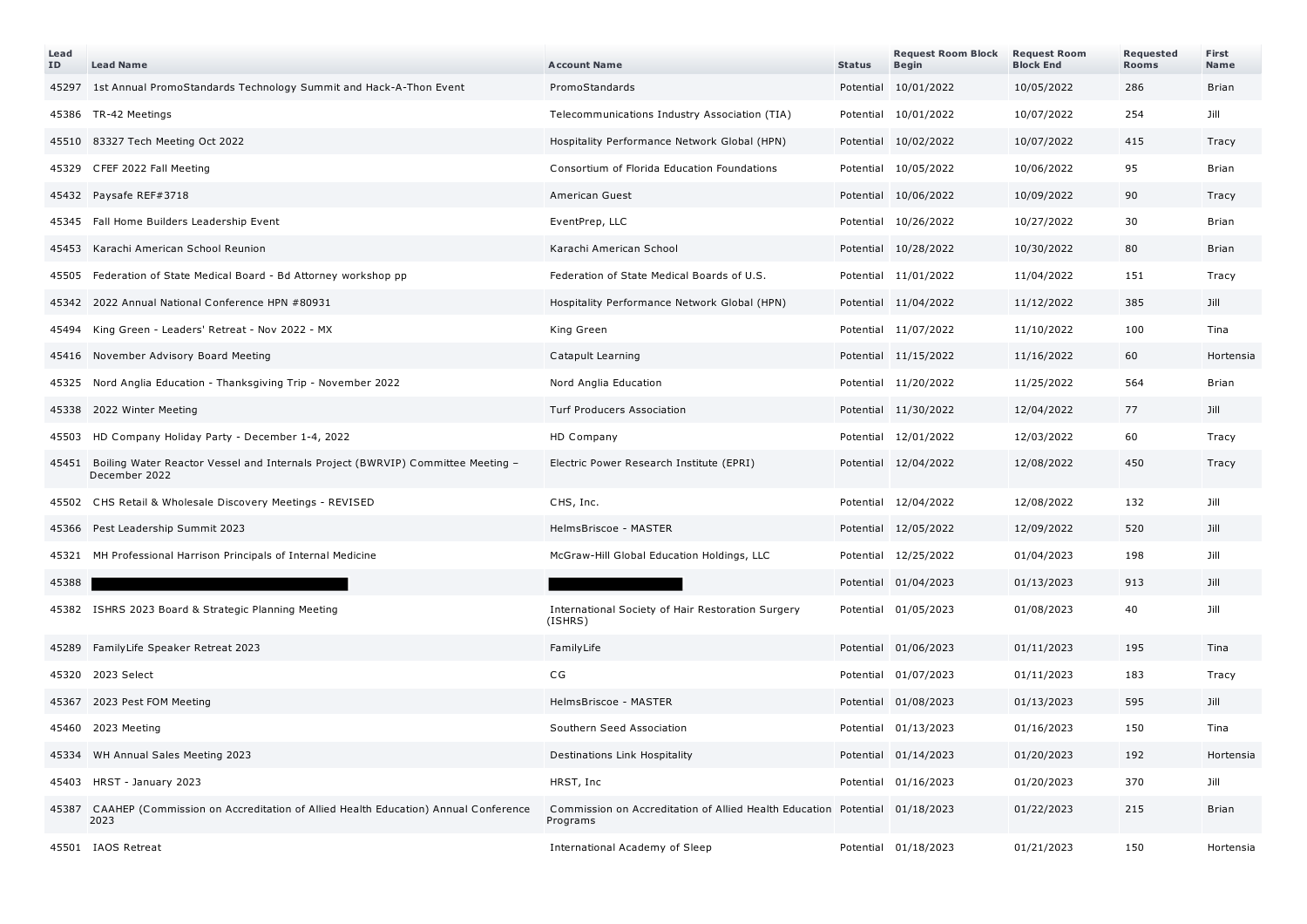| Lead ID | Lead Name | Account Name | Status | Request Room Block Begin | Request Room Block End | Requested Rooms | First Name |
|---|---|---|---|---|---|---|---|
| 45297 | 1st Annual PromoStandards Technology Summit and Hack-A-Thon Event | PromoStandards | Potential | 10/01/2022 | 10/05/2022 | 286 | Brian |
| 45386 | TR-42 Meetings | Telecommunications Industry Association (TIA) | Potential | 10/01/2022 | 10/07/2022 | 254 | Jill |
| 45510 | 83327 Tech Meeting Oct 2022 | Hospitality Performance Network Global (HPN) | Potential | 10/02/2022 | 10/07/2022 | 415 | Tracy |
| 45329 | CFEF 2022 Fall Meeting | Consortium of Florida Education Foundations | Potential | 10/05/2022 | 10/06/2022 | 95 | Brian |
| 45432 | Paysafe REF#3718 | American Guest | Potential | 10/06/2022 | 10/09/2022 | 90 | Tracy |
| 45345 | Fall Home Builders Leadership Event | EventPrep, LLC | Potential | 10/26/2022 | 10/27/2022 | 30 | Brian |
| 45453 | Karachi American School Reunion | Karachi American School | Potential | 10/28/2022 | 10/30/2022 | 80 | Brian |
| 45505 | Federation of State Medical Board - Bd Attorney workshop pp | Federation of State Medical Boards of U.S. | Potential | 11/01/2022 | 11/04/2022 | 151 | Tracy |
| 45342 | 2022 Annual National Conference HPN #80931 | Hospitality Performance Network Global (HPN) | Potential | 11/04/2022 | 11/12/2022 | 385 | Jill |
| 45494 | King Green - Leaders' Retreat - Nov 2022 - MX | King Green | Potential | 11/07/2022 | 11/10/2022 | 100 | Tina |
| 45416 | November Advisory Board Meeting | Catapult Learning | Potential | 11/15/2022 | 11/16/2022 | 60 | Hortensia |
| 45325 | Nord Anglia Education - Thanksgiving Trip - November 2022 | Nord Anglia Education | Potential | 11/20/2022 | 11/25/2022 | 564 | Brian |
| 45338 | 2022 Winter Meeting | Turf Producers Association | Potential | 11/30/2022 | 12/04/2022 | 77 | Jill |
| 45503 | HD Company Holiday Party - December 1-4, 2022 | HD Company | Potential | 12/01/2022 | 12/03/2022 | 60 | Tracy |
| 45451 | Boiling Water Reactor Vessel and Internals Project (BWRVIP) Committee Meeting – December 2022 | Electric Power Research Institute (EPRI) | Potential | 12/04/2022 | 12/08/2022 | 450 | Tracy |
| 45502 | CHS Retail & Wholesale Discovery Meetings - REVISED | CHS, Inc. | Potential | 12/04/2022 | 12/08/2022 | 132 | Jill |
| 45366 | Pest Leadership Summit 2023 | HelmsBriscoe - MASTER | Potential | 12/05/2022 | 12/09/2022 | 520 | Jill |
| 45321 | MH Professional Harrison Principals of Internal Medicine | McGraw-Hill Global Education Holdings, LLC | Potential | 12/25/2022 | 01/04/2023 | 198 | Jill |
| 45388 | | | Potential | 01/04/2023 | 01/13/2023 | 913 | Jill |
| 45382 | ISHRS 2023 Board & Strategic Planning Meeting | International Society of Hair Restoration Surgery (ISHRS) | Potential | 01/05/2023 | 01/08/2023 | 40 | Jill |
| 45289 | FamilyLife Speaker Retreat 2023 | FamilyLife | Potential | 01/06/2023 | 01/11/2023 | 195 | Tina |
| 45320 | 2023 Select | CG | Potential | 01/07/2023 | 01/11/2023 | 183 | Tracy |
| 45367 | 2023 Pest FOM Meeting | HelmsBriscoe - MASTER | Potential | 01/08/2023 | 01/13/2023 | 595 | Jill |
| 45460 | 2023 Meeting | Southern Seed Association | Potential | 01/13/2023 | 01/16/2023 | 150 | Tina |
| 45334 | WH Annual Sales Meeting 2023 | Destinations Link Hospitality | Potential | 01/14/2023 | 01/20/2023 | 192 | Hortensia |
| 45403 | HRST - January 2023 | HRST, Inc | Potential | 01/16/2023 | 01/20/2023 | 370 | Jill |
| 45387 | CAAHEP (Commission on Accreditation of Allied Health Education) Annual Conference 2023 | Commission on Accreditation of Allied Health Education Programs | Potential | 01/18/2023 | 01/22/2023 | 215 | Brian |
| 45501 | IAOS Retreat | International Academy of Sleep | Potential | 01/18/2023 | 01/21/2023 | 150 | Hortensia |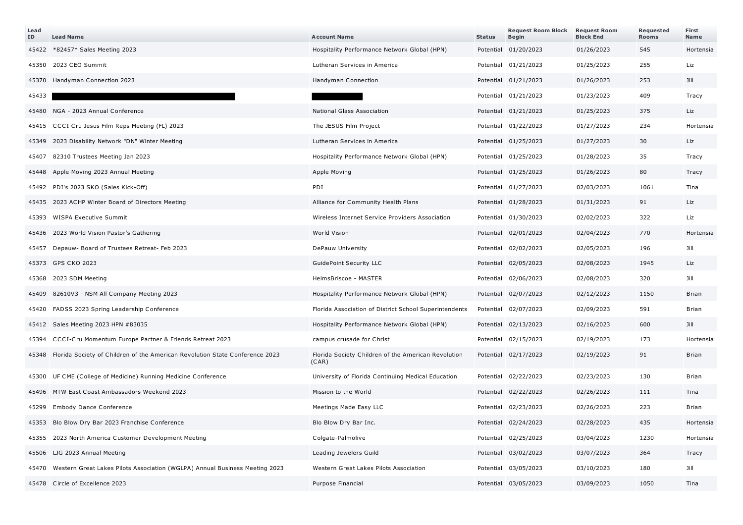| Lead ID | Lead Name | Account Name | Status | Request Room Block Begin | Request Room Block End | Requested Rooms | First Name |
|---|---|---|---|---|---|---|---|
| 45422 | *82457* Sales Meeting 2023 | Hospitality Performance Network Global (HPN) | Potential | 01/20/2023 | 01/26/2023 | 545 | Hortensia |
| 45350 | 2023 CEO Summit | Lutheran Services in America | Potential | 01/21/2023 | 01/25/2023 | 255 | Liz |
| 45370 | Handyman Connection 2023 | Handyman Connection | Potential | 01/21/2023 | 01/26/2023 | 253 | Jill |
| 45433 | | | Potential | 01/21/2023 | 01/23/2023 | 409 | Tracy |
| 45480 | NGA - 2023 Annual Conference | National Glass Association | Potential | 01/21/2023 | 01/25/2023 | 375 | Liz |
| 45415 | CCCI Cru Jesus Film Reps Meeting (FL) 2023 | The JESUS Film Project | Potential | 01/22/2023 | 01/27/2023 | 234 | Hortensia |
| 45349 | 2023 Disability Network "DN" Winter Meeting | Lutheran Services in America | Potential | 01/25/2023 | 01/27/2023 | 30 | Liz |
| 45407 | 82310 Trustees Meeting Jan 2023 | Hospitality Performance Network Global (HPN) | Potential | 01/25/2023 | 01/28/2023 | 35 | Tracy |
| 45448 | Apple Moving 2023 Annual Meeting | Apple Moving | Potential | 01/25/2023 | 01/26/2023 | 80 | Tracy |
| 45492 | PDI's 2023 SKO (Sales Kick-Off) | PDI | Potential | 01/27/2023 | 02/03/2023 | 1061 | Tina |
| 45435 | 2023 ACHP Winter Board of Directors Meeting | Alliance for Community Health Plans | Potential | 01/28/2023 | 01/31/2023 | 91 | Liz |
| 45393 | WISPA Executive Summit | Wireless Internet Service Providers Association | Potential | 01/30/2023 | 02/02/2023 | 322 | Liz |
| 45436 | 2023 World Vision Pastor's Gathering | World Vision | Potential | 02/01/2023 | 02/04/2023 | 770 | Hortensia |
| 45457 | Depauw- Board of Trustees Retreat- Feb 2023 | DePauw University | Potential | 02/02/2023 | 02/05/2023 | 196 | Jill |
| 45373 | GPS CKO 2023 | GuidePoint Security LLC | Potential | 02/05/2023 | 02/08/2023 | 1945 | Liz |
| 45368 | 2023 SDM Meeting | HelmsBriscoe - MASTER | Potential | 02/06/2023 | 02/08/2023 | 320 | Jill |
| 45409 | 82610V3 - NSM All Company Meeting 2023 | Hospitality Performance Network Global (HPN) | Potential | 02/07/2023 | 02/12/2023 | 1150 | Brian |
| 45420 | FADSS 2023 Spring Leadership Conference | Florida Association of District School Superintendents | Potential | 02/07/2023 | 02/09/2023 | 591 | Brian |
| 45412 | Sales Meeting 2023 HPN #83035 | Hospitality Performance Network Global (HPN) | Potential | 02/13/2023 | 02/16/2023 | 600 | Jill |
| 45394 | CCCI-Cru Momentum Europe Partner & Friends Retreat 2023 | campus crusade for Christ | Potential | 02/15/2023 | 02/19/2023 | 173 | Hortensia |
| 45348 | Florida Society of Children of the American Revolution State Conference 2023 | Florida Society Children of the American Revolution (CAR) | Potential | 02/17/2023 | 02/19/2023 | 91 | Brian |
| 45300 | UF CME (College of Medicine) Running Medicine Conference | University of Florida Continuing Medical Education | Potential | 02/22/2023 | 02/23/2023 | 130 | Brian |
| 45496 | MTW East Coast Ambassadors Weekend 2023 | Mission to the World | Potential | 02/22/2023 | 02/26/2023 | 111 | Tina |
| 45299 | Embody Dance Conference | Meetings Made Easy LLC | Potential | 02/23/2023 | 02/26/2023 | 223 | Brian |
| 45353 | Blo Blow Dry Bar 2023 Franchise Conference | Blo Blow Dry Bar Inc. | Potential | 02/24/2023 | 02/28/2023 | 435 | Hortensia |
| 45355 | 2023 North America Customer Development Meeting | Colgate-Palmolive | Potential | 02/25/2023 | 03/04/2023 | 1230 | Hortensia |
| 45506 | LJG 2023 Annual Meeting | Leading Jewelers Guild | Potential | 03/02/2023 | 03/07/2023 | 364 | Tracy |
| 45470 | Western Great Lakes Pilots Association (WGLPA) Annual Business Meeting 2023 | Western Great Lakes Pilots Association | Potential | 03/05/2023 | 03/10/2023 | 180 | Jill |
| 45478 | Circle of Excellence 2023 | Purpose Financial | Potential | 03/05/2023 | 03/09/2023 | 1050 | Tina |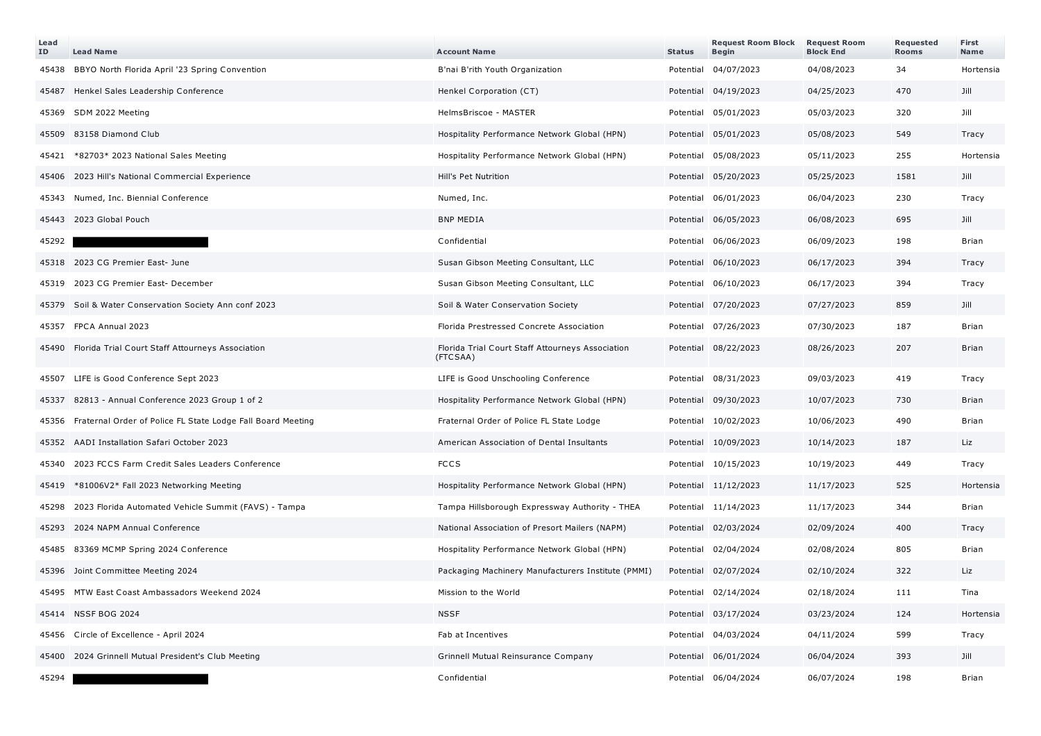| Lead ID | Lead Name | Account Name | Status | Request Room Block Begin | Request Room Block End | Requested Rooms | First Name |
|---|---|---|---|---|---|---|---|
| 45438 | BBYO North Florida April '23 Spring Convention | B'nai B'rith Youth Organization | Potential | 04/07/2023 | 04/08/2023 | 34 | Hortensia |
| 45487 | Henkel Sales Leadership Conference | Henkel Corporation (CT) | Potential | 04/19/2023 | 04/25/2023 | 470 | Jill |
| 45369 | SDM 2022 Meeting | HelmsBriscoe - MASTER | Potential | 05/01/2023 | 05/03/2023 | 320 | Jill |
| 45509 | 83158 Diamond Club | Hospitality Performance Network Global (HPN) | Potential | 05/01/2023 | 05/08/2023 | 549 | Tracy |
| 45421 | *82703* 2023 National Sales Meeting | Hospitality Performance Network Global (HPN) | Potential | 05/08/2023 | 05/11/2023 | 255 | Hortensia |
| 45406 | 2023 Hill's National Commercial Experience | Hill's Pet Nutrition | Potential | 05/20/2023 | 05/25/2023 | 1581 | Jill |
| 45343 | Numed, Inc. Biennial Conference | Numed, Inc. | Potential | 06/01/2023 | 06/04/2023 | 230 | Tracy |
| 45443 | 2023 Global Pouch | BNP MEDIA | Potential | 06/05/2023 | 06/08/2023 | 695 | Jill |
| 45292 | | Confidential | Potential | 06/06/2023 | 06/09/2023 | 198 | Brian |
| 45318 | 2023 CG Premier East- June | Susan Gibson Meeting Consultant, LLC | Potential | 06/10/2023 | 06/17/2023 | 394 | Tracy |
| 45319 | 2023 CG Premier East- December | Susan Gibson Meeting Consultant, LLC | Potential | 06/10/2023 | 06/17/2023 | 394 | Tracy |
| 45379 | Soil & Water Conservation Society Ann conf 2023 | Soil & Water Conservation Society | Potential | 07/20/2023 | 07/27/2023 | 859 | Jill |
| 45357 | FPCA Annual 2023 | Florida Prestressed Concrete Association | Potential | 07/26/2023 | 07/30/2023 | 187 | Brian |
| 45490 | Florida Trial Court Staff Attourneys Association | Florida Trial Court Staff Attourneys Association (FTCSAA) | Potential | 08/22/2023 | 08/26/2023 | 207 | Brian |
| 45507 | LIFE is Good Conference Sept 2023 | LIFE is Good Unschooling Conference | Potential | 08/31/2023 | 09/03/2023 | 419 | Tracy |
| 45337 | 82813 - Annual Conference 2023 Group 1 of 2 | Hospitality Performance Network Global (HPN) | Potential | 09/30/2023 | 10/07/2023 | 730 | Brian |
| 45356 | Fraternal Order of Police FL State Lodge Fall Board Meeting | Fraternal Order of Police FL State Lodge | Potential | 10/02/2023 | 10/06/2023 | 490 | Brian |
| 45352 | AADI Installation Safari October 2023 | American Association of Dental Insultants | Potential | 10/09/2023 | 10/14/2023 | 187 | Liz |
| 45340 | 2023 FCCS Farm Credit Sales Leaders Conference | FCCS | Potential | 10/15/2023 | 10/19/2023 | 449 | Tracy |
| 45419 | *81006V2* Fall 2023 Networking Meeting | Hospitality Performance Network Global (HPN) | Potential | 11/12/2023 | 11/17/2023 | 525 | Hortensia |
| 45298 | 2023 Florida Automated Vehicle Summit (FAVS) - Tampa | Tampa Hillsborough Expressway Authority - THEA | Potential | 11/14/2023 | 11/17/2023 | 344 | Brian |
| 45293 | 2024 NAPM Annual Conference | National Association of Presort Mailers (NAPM) | Potential | 02/03/2024 | 02/09/2024 | 400 | Tracy |
| 45485 | 83369 MCMP Spring 2024 Conference | Hospitality Performance Network Global (HPN) | Potential | 02/04/2024 | 02/08/2024 | 805 | Brian |
| 45396 | Joint Committee Meeting 2024 | Packaging Machinery Manufacturers Institute (PMMI) | Potential | 02/07/2024 | 02/10/2024 | 322 | Liz |
| 45495 | MTW East Coast Ambassadors Weekend 2024 | Mission to the World | Potential | 02/14/2024 | 02/18/2024 | 111 | Tina |
| 45414 | NSSF BOG 2024 | NSSF | Potential | 03/17/2024 | 03/23/2024 | 124 | Hortensia |
| 45456 | Circle of Excellence - April 2024 | Fab at Incentives | Potential | 04/03/2024 | 04/11/2024 | 599 | Tracy |
| 45400 | 2024 Grinnell Mutual President's Club Meeting | Grinnell Mutual Reinsurance Company | Potential | 06/01/2024 | 06/04/2024 | 393 | Jill |
| 45294 | | Confidential | Potential | 06/04/2024 | 06/07/2024 | 198 | Brian |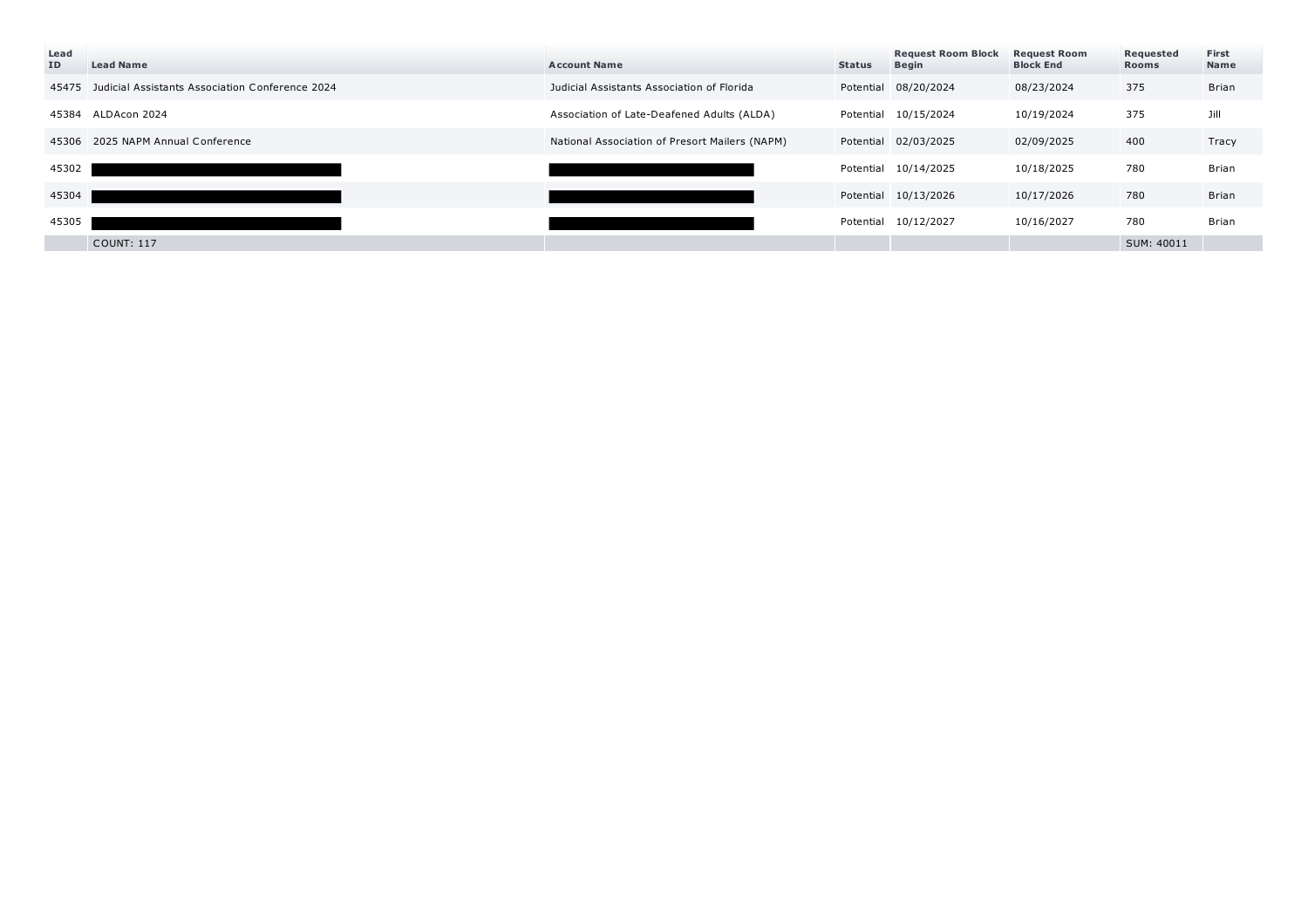| Lead ID | Lead Name | Account Name | Status | Request Room Block Begin | Request Room Block End | Requested Rooms | First Name |
|---|---|---|---|---|---|---|---|
| 45475 | Judicial Assistants Association Conference 2024 | Judicial Assistants Association of Florida | Potential | 08/20/2024 | 08/23/2024 | 375 | Brian |
| 45384 | ALDAcon 2024 | Association of Late-Deafened Adults (ALDA) | Potential | 10/15/2024 | 10/19/2024 | 375 | Jill |
| 45306 | 2025 NAPM Annual Conference | National Association of Presort Mailers (NAPM) | Potential | 02/03/2025 | 02/09/2025 | 400 | Tracy |
| 45302 | | | Potential | 10/14/2025 | 10/18/2025 | 780 | Brian |
| 45304 | | | Potential | 10/13/2026 | 10/17/2026 | 780 | Brian |
| 45305 | | | Potential | 10/12/2027 | 10/16/2027 | 780 | Brian |
| | COUNT: 117 | | | | | SUM: 40011 | |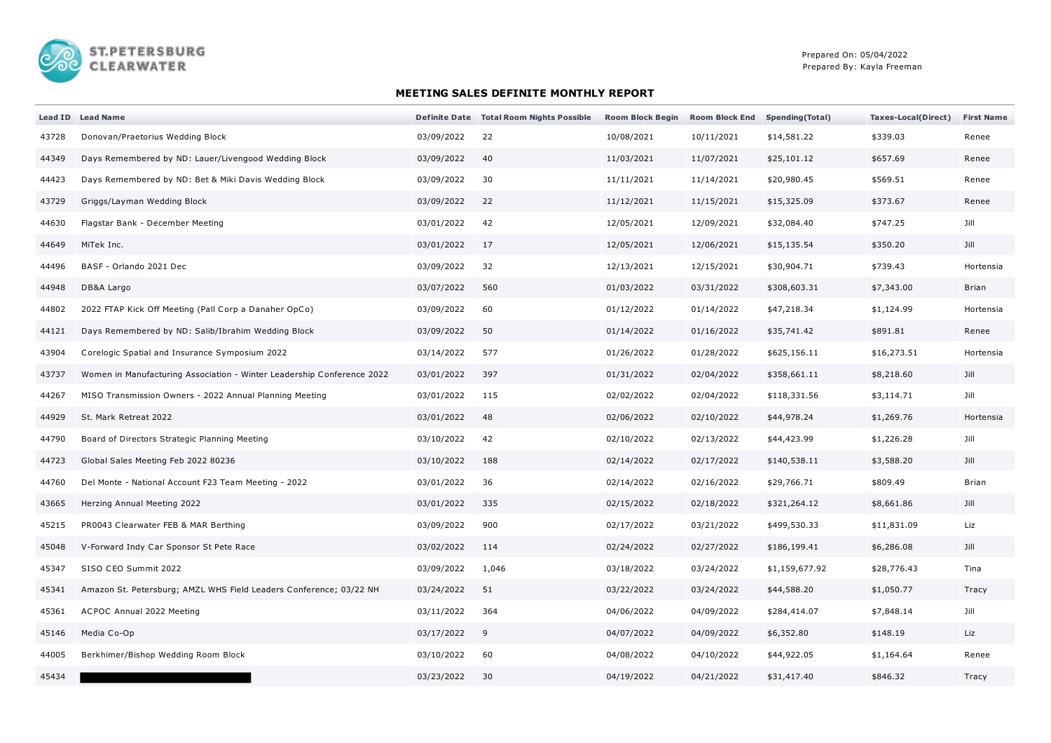ST.PETERSBURG CLEARWATER

Prepared On: 05/04/2022
Prepared By: Kayla Freeman

## MEETING SALES DEFINITE MONTHLY REPORT

| Lead ID | Lead Name | Definite Date | Total Room Nights Possible | Room Block Begin | Room Block End | Spending(Total) | Taxes-Local(Direct) | First Name |
|---|---|---|---|---|---|---|---|---|
| 43728 | Donovan/Praetorius Wedding Block | 03/09/2022 | 22 | 10/08/2021 | 10/11/2021 | $14,581.22 | $339.03 | Renee |
| 44349 | Days Remembered by ND: Lauer/Livengood Wedding Block | 03/09/2022 | 40 | 11/03/2021 | 11/07/2021 | $25,101.12 | $657.69 | Renee |
| 44423 | Days Remembered by ND: Bet & Miki Davis Wedding Block | 03/09/2022 | 30 | 11/11/2021 | 11/14/2021 | $20,980.45 | $569.51 | Renee |
| 43729 | Griggs/Layman Wedding Block | 03/09/2022 | 22 | 11/12/2021 | 11/15/2021 | $15,325.09 | $373.67 | Renee |
| 44630 | Flagstar Bank - December Meeting | 03/01/2022 | 42 | 12/05/2021 | 12/09/2021 | $32,084.40 | $747.25 | Jill |
| 44649 | MiTek Inc. | 03/01/2022 | 17 | 12/05/2021 | 12/06/2021 | $15,135.54 | $350.20 | Jill |
| 44496 | BASF - Orlando 2021 Dec | 03/09/2022 | 32 | 12/13/2021 | 12/15/2021 | $30,904.71 | $739.43 | Hortensia |
| 44948 | DB&A Largo | 03/07/2022 | 560 | 01/03/2022 | 03/31/2022 | $308,603.31 | $7,343.00 | Brian |
| 44802 | 2022 FTAP Kick Off Meeting (Pall Corp a Danaher OpCo) | 03/09/2022 | 60 | 01/12/2022 | 01/14/2022 | $47,218.34 | $1,124.99 | Hortensia |
| 44121 | Days Remembered by ND: Salib/Ibrahim Wedding Block | 03/09/2022 | 50 | 01/14/2022 | 01/16/2022 | $35,741.42 | $891.81 | Renee |
| 43904 | Corelogic Spatial and Insurance Symposium 2022 | 03/14/2022 | 577 | 01/26/2022 | 01/28/2022 | $625,156.11 | $16,273.51 | Hortensia |
| 43737 | Women in Manufacturing Association - Winter Leadership Conference 2022 | 03/01/2022 | 397 | 01/31/2022 | 02/04/2022 | $358,661.11 | $8,218.60 | Jill |
| 44267 | MISO Transmission Owners - 2022 Annual Planning Meeting | 03/01/2022 | 115 | 02/02/2022 | 02/04/2022 | $118,331.56 | $3,114.71 | Jill |
| 44929 | St. Mark Retreat 2022 | 03/01/2022 | 48 | 02/06/2022 | 02/10/2022 | $44,978.24 | $1,269.76 | Hortensia |
| 44790 | Board of Directors Strategic Planning Meeting | 03/10/2022 | 42 | 02/10/2022 | 02/13/2022 | $44,423.99 | $1,226.28 | Jill |
| 44723 | Global Sales Meeting Feb 2022 80236 | 03/10/2022 | 188 | 02/14/2022 | 02/17/2022 | $140,538.11 | $3,588.20 | Jill |
| 44760 | Del Monte - National Account F23 Team Meeting - 2022 | 03/01/2022 | 36 | 02/14/2022 | 02/16/2022 | $29,766.71 | $809.49 | Brian |
| 43665 | Herzing Annual Meeting 2022 | 03/01/2022 | 335 | 02/15/2022 | 02/18/2022 | $321,264.12 | $8,661.86 | Jill |
| 45215 | PR0043 Clearwater FEB & MAR Berthing | 03/09/2022 | 900 | 02/17/2022 | 03/21/2022 | $499,530.33 | $11,831.09 | Liz |
| 45048 | V-Forward Indy Car Sponsor St Pete Race | 03/02/2022 | 114 | 02/24/2022 | 02/27/2022 | $186,199.41 | $6,286.08 | Jill |
| 45347 | SISO CEO Summit 2022 | 03/09/2022 | 1,046 | 03/18/2022 | 03/24/2022 | $1,159,677.92 | $28,776.43 | Tina |
| 45341 | Amazon St. Petersburg; AMZL WHS Field Leaders Conference; 03/22 NH | 03/24/2022 | 51 | 03/22/2022 | 03/24/2022 | $44,588.20 | $1,050.77 | Tracy |
| 45361 | ACPOC Annual 2022 Meeting | 03/11/2022 | 364 | 04/06/2022 | 04/09/2022 | $284,414.07 | $7,848.14 | Jill |
| 45146 | Media Co-Op | 03/17/2022 | 9 | 04/07/2022 | 04/09/2022 | $6,352.80 | $148.19 | Liz |
| 44005 | Berkhimer/Bishop Wedding Room Block | 03/10/2022 | 60 | 04/08/2022 | 04/10/2022 | $44,922.05 | $1,164.64 | Renee |
| 45434 | | 03/23/2022 | 30 | 04/19/2022 | 04/21/2022 | $31,417.40 | $846.32 | Tracy |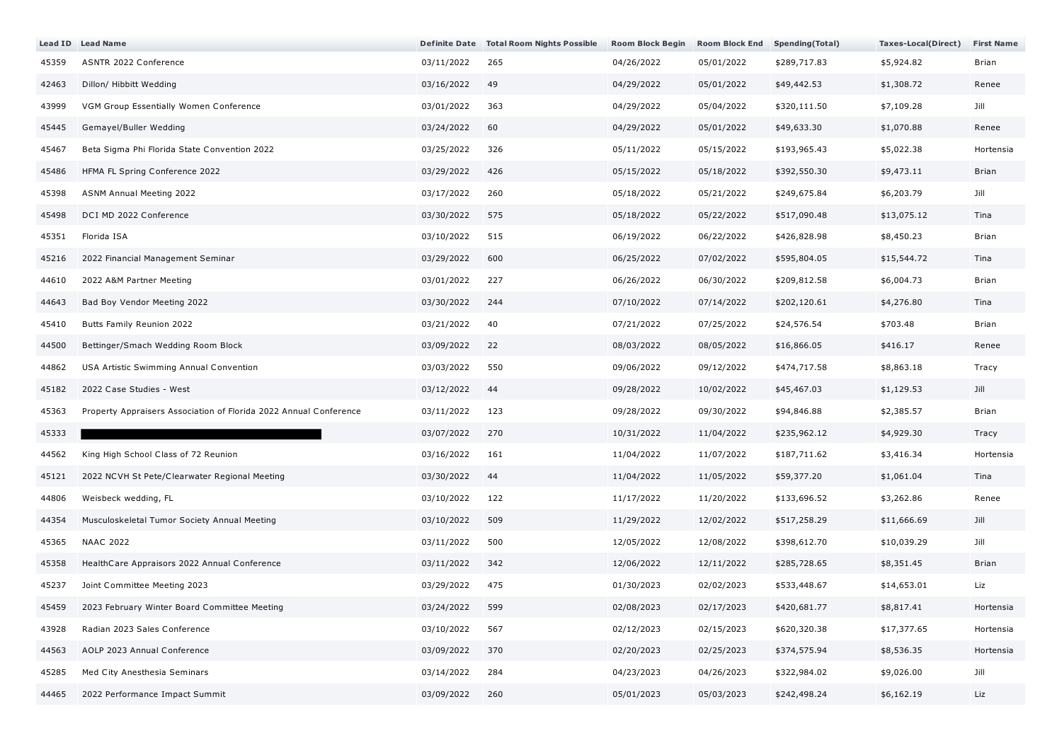| Lead ID | Lead Name | Definite Date | Total Room Nights Possible | Room Block Begin | Room Block End | Spending(Total) | Taxes-Local(Direct) | First Name |
|---|---|---|---|---|---|---|---|---|
| 45359 | ASNTR 2022 Conference | 03/11/2022 | 265 | 04/26/2022 | 05/01/2022 | $289,717.83 | $5,924.82 | Brian |
| 42463 | Dillon/ Hibbitt Wedding | 03/16/2022 | 49 | 04/29/2022 | 05/01/2022 | $49,442.53 | $1,308.72 | Renee |
| 43999 | VGM Group Essentially Women Conference | 03/01/2022 | 363 | 04/29/2022 | 05/04/2022 | $320,111.50 | $7,109.28 | Jill |
| 45445 | Gemayel/Buller Wedding | 03/24/2022 | 60 | 04/29/2022 | 05/01/2022 | $49,633.30 | $1,070.88 | Renee |
| 45467 | Beta Sigma Phi Florida State Convention 2022 | 03/25/2022 | 326 | 05/11/2022 | 05/15/2022 | $193,965.43 | $5,022.38 | Hortensia |
| 45486 | HFMA FL Spring Conference 2022 | 03/29/2022 | 426 | 05/15/2022 | 05/18/2022 | $392,550.30 | $9,473.11 | Brian |
| 45398 | ASNM Annual Meeting 2022 | 03/17/2022 | 260 | 05/18/2022 | 05/21/2022 | $249,675.84 | $6,203.79 | Jill |
| 45498 | DCI MD 2022 Conference | 03/30/2022 | 575 | 05/18/2022 | 05/22/2022 | $517,090.48 | $13,075.12 | Tina |
| 45351 | Florida ISA | 03/10/2022 | 515 | 06/19/2022 | 06/22/2022 | $426,828.98 | $8,450.23 | Brian |
| 45216 | 2022 Financial Management Seminar | 03/29/2022 | 600 | 06/25/2022 | 07/02/2022 | $595,804.05 | $15,544.72 | Tina |
| 44610 | 2022 A&M Partner Meeting | 03/01/2022 | 227 | 06/26/2022 | 06/30/2022 | $209,812.58 | $6,004.73 | Brian |
| 44643 | Bad Boy Vendor Meeting 2022 | 03/30/2022 | 244 | 07/10/2022 | 07/14/2022 | $202,120.61 | $4,276.80 | Tina |
| 45410 | Butts Family Reunion 2022 | 03/21/2022 | 40 | 07/21/2022 | 07/25/2022 | $24,576.54 | $703.48 | Brian |
| 44500 | Bettinger/Smach Wedding Room Block | 03/09/2022 | 22 | 08/03/2022 | 08/05/2022 | $16,866.05 | $416.17 | Renee |
| 44862 | USA Artistic Swimming Annual Convention | 03/03/2022 | 550 | 09/06/2022 | 09/12/2022 | $474,717.58 | $8,863.18 | Tracy |
| 45182 | 2022 Case Studies - West | 03/12/2022 | 44 | 09/28/2022 | 10/02/2022 | $45,467.03 | $1,129.53 | Jill |
| 45363 | Property Appraisers Association of Florida 2022 Annual Conference | 03/11/2022 | 123 | 09/28/2022 | 09/30/2022 | $94,846.88 | $2,385.57 | Brian |
| 45333 | | 03/07/2022 | 270 | 10/31/2022 | 11/04/2022 | $235,962.12 | $4,929.30 | Tracy |
| 44562 | King High School Class of 72 Reunion | 03/16/2022 | 161 | 11/04/2022 | 11/07/2022 | $187,711.62 | $3,416.34 | Hortensia |
| 45121 | 2022 NCVH St Pete/Clearwater Regional Meeting | 03/30/2022 | 44 | 11/04/2022 | 11/05/2022 | $59,377.20 | $1,061.04 | Tina |
| 44806 | Weisbeck wedding, FL | 03/10/2022 | 122 | 11/17/2022 | 11/20/2022 | $133,696.52 | $3,262.86 | Renee |
| 44354 | Musculoskeletal Tumor Society Annual Meeting | 03/10/2022 | 509 | 11/29/2022 | 12/02/2022 | $517,258.29 | $11,666.69 | Jill |
| 45365 | NAAC 2022 | 03/11/2022 | 500 | 12/05/2022 | 12/08/2022 | $398,612.70 | $10,039.29 | Jill |
| 45358 | HealthCare Appraisors 2022 Annual Conference | 03/11/2022 | 342 | 12/06/2022 | 12/11/2022 | $285,728.65 | $8,351.45 | Brian |
| 45237 | Joint Committee Meeting 2023 | 03/29/2022 | 475 | 01/30/2023 | 02/02/2023 | $533,448.67 | $14,653.01 | Liz |
| 45459 | 2023 February Winter Board Committee Meeting | 03/24/2022 | 599 | 02/08/2023 | 02/17/2023 | $420,681.77 | $8,817.41 | Hortensia |
| 43928 | Radian 2023 Sales Conference | 03/10/2022 | 567 | 02/12/2023 | 02/15/2023 | $620,320.38 | $17,377.65 | Hortensia |
| 44563 | AOLP 2023 Annual Conference | 03/09/2022 | 370 | 02/20/2023 | 02/25/2023 | $374,575.94 | $8,536.35 | Hortensia |
| 45285 | Med City Anesthesia Seminars | 03/14/2022 | 284 | 04/23/2023 | 04/26/2023 | $322,984.02 | $9,026.00 | Jill |
| 44465 | 2022 Performance Impact Summit | 03/09/2022 | 260 | 05/01/2023 | 05/03/2023 | $242,498.24 | $6,162.19 | Liz |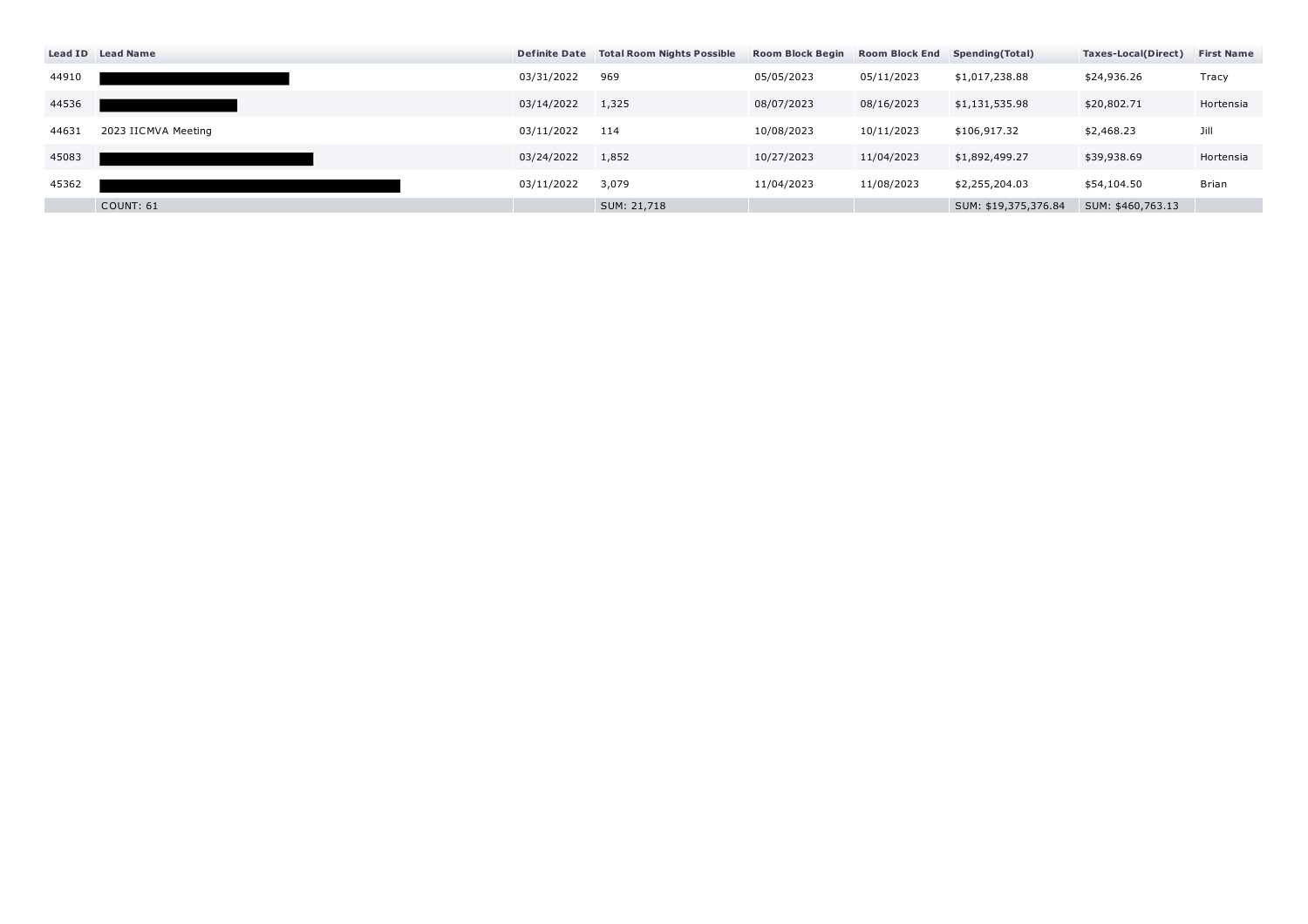| Lead ID | Lead Name | Definite Date | Total Room Nights Possible | Room Block Begin | Room Block End | Spending(Total) | Taxes-Local(Direct) | First Name |
|---|---|---|---|---|---|---|---|---|
| 44910 | | 03/31/2022 | 969 | 05/05/2023 | 05/11/2023 | $1,017,238.88 | $24,936.26 | Tracy |
| 44536 | | 03/14/2022 | 1,325 | 08/07/2023 | 08/16/2023 | $1,131,535.98 | $20,802.71 | Hortensia |
| 44631 | 2023 IICMVA Meeting | 03/11/2022 | 114 | 10/08/2023 | 10/11/2023 | $106,917.32 | $2,468.23 | Jill |
| 45083 | | 03/24/2022 | 1,852 | 10/27/2023 | 11/04/2023 | $1,892,499.27 | $39,938.69 | Hortensia |
| 45362 | | 03/11/2022 | 3,079 | 11/04/2023 | 11/08/2023 | $2,255,204.03 | $54,104.50 | Brian |
| | COUNT: 61 | | SUM: 21,718 | | | SUM: $19,375,376.84 | SUM: $460,763.13 | |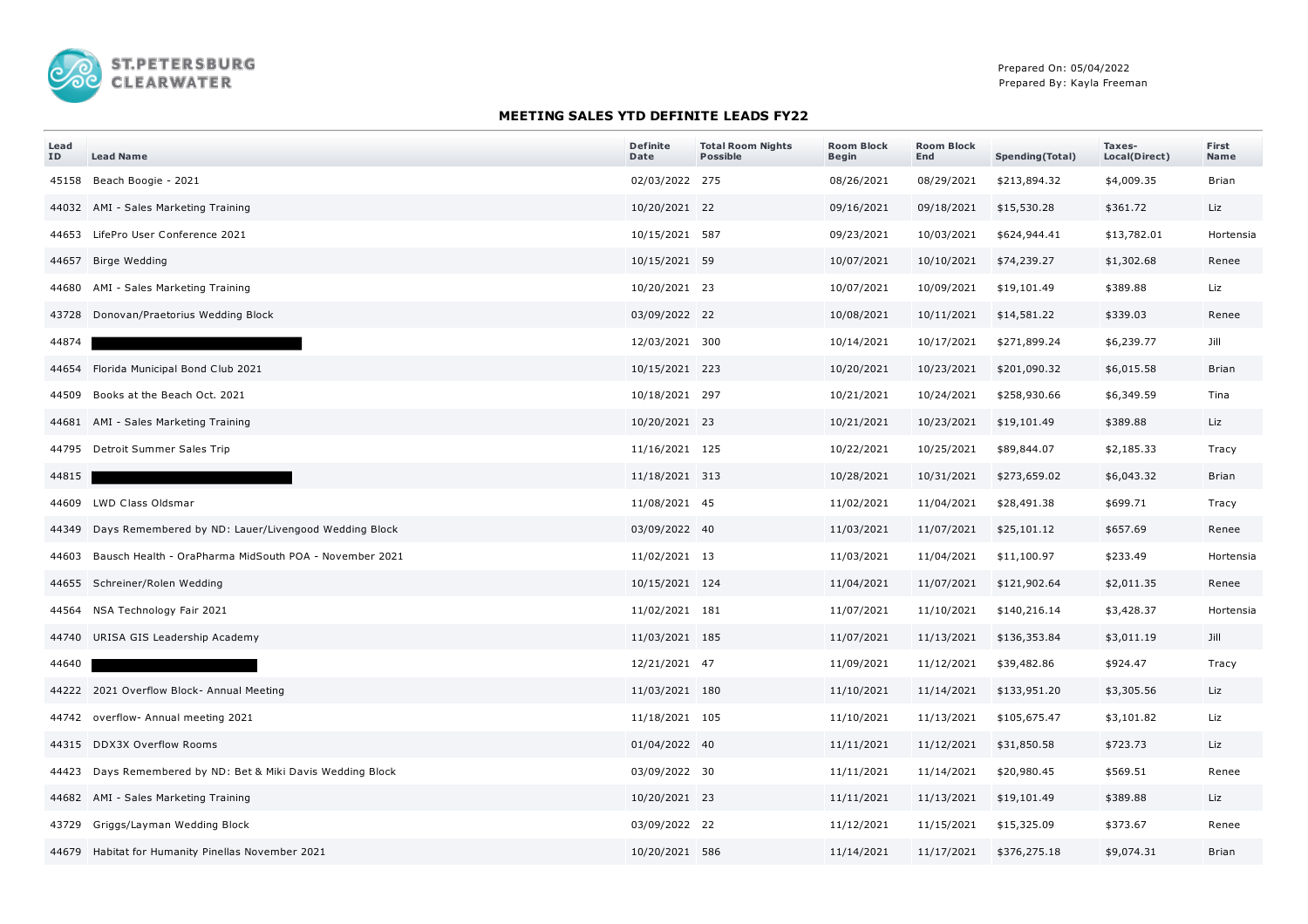ST.PETERSBURG CLEARWATER

Prepared On: 05/04/2022
Prepared By: Kayla Freeman

## MEETING SALES YTD DEFINITE LEADS FY22

| Lead ID | Lead Name | Definite Date | Total Room Nights Possible | Room Block Begin | Room Block End | Spending(Total) | Taxes-Local(Direct) | First Name |
|---|---|---|---|---|---|---|---|---|
| 45158 | Beach Boogie - 2021 | 02/03/2022 | 275 | 08/26/2021 | 08/29/2021 | $213,894.32 | $4,009.35 | Brian |
| 44032 | AMI - Sales Marketing Training | 10/20/2021 | 22 | 09/16/2021 | 09/18/2021 | $15,530.28 | $361.72 | Liz |
| 44653 | LifePro User Conference 2021 | 10/15/2021 | 587 | 09/23/2021 | 10/03/2021 | $624,944.41 | $13,782.01 | Hortensia |
| 44657 | Birge Wedding | 10/15/2021 | 59 | 10/07/2021 | 10/10/2021 | $74,239.27 | $1,302.68 | Renee |
| 44680 | AMI - Sales Marketing Training | 10/20/2021 | 23 | 10/07/2021 | 10/09/2021 | $19,101.49 | $389.88 | Liz |
| 43728 | Donovan/Praetorius Wedding Block | 03/09/2022 | 22 | 10/08/2021 | 10/11/2021 | $14,581.22 | $339.03 | Renee |
| 44874 | | 12/03/2021 | 300 | 10/14/2021 | 10/17/2021 | $271,899.24 | $6,239.77 | Jill |
| 44654 | Florida Municipal Bond Club 2021 | 10/15/2021 | 223 | 10/20/2021 | 10/23/2021 | $201,090.32 | $6,015.58 | Brian |
| 44509 | Books at the Beach Oct. 2021 | 10/18/2021 | 297 | 10/21/2021 | 10/24/2021 | $258,930.66 | $6,349.59 | Tina |
| 44681 | AMI - Sales Marketing Training | 10/20/2021 | 23 | 10/21/2021 | 10/23/2021 | $19,101.49 | $389.88 | Liz |
| 44795 | Detroit Summer Sales Trip | 11/16/2021 | 125 | 10/22/2021 | 10/25/2021 | $89,844.07 | $2,185.33 | Tracy |
| 44815 | | 11/18/2021 | 313 | 10/28/2021 | 10/31/2021 | $273,659.02 | $6,043.32 | Brian |
| 44609 | LWD Class Oldsmar | 11/08/2021 | 45 | 11/02/2021 | 11/04/2021 | $28,491.38 | $699.71 | Tracy |
| 44349 | Days Remembered by ND: Lauer/Livengood Wedding Block | 03/09/2022 | 40 | 11/03/2021 | 11/07/2021 | $25,101.12 | $657.69 | Renee |
| 44603 | Bausch Health - OraPharma MidSouth POA - November 2021 | 11/02/2021 | 13 | 11/03/2021 | 11/04/2021 | $11,100.97 | $233.49 | Hortensia |
| 44655 | Schreiner/Rolen Wedding | 10/15/2021 | 124 | 11/04/2021 | 11/07/2021 | $121,902.64 | $2,011.35 | Renee |
| 44564 | NSA Technology Fair 2021 | 11/02/2021 | 181 | 11/07/2021 | 11/10/2021 | $140,216.14 | $3,428.37 | Hortensia |
| 44740 | URISA GIS Leadership Academy | 11/03/2021 | 185 | 11/07/2021 | 11/13/2021 | $136,353.84 | $3,011.19 | Jill |
| 44640 | | 12/21/2021 | 47 | 11/09/2021 | 11/12/2021 | $39,482.86 | $924.47 | Tracy |
| 44222 | 2021 Overflow Block- Annual Meeting | 11/03/2021 | 180 | 11/10/2021 | 11/14/2021 | $133,951.20 | $3,305.56 | Liz |
| 44742 | overflow- Annual meeting 2021 | 11/18/2021 | 105 | 11/10/2021 | 11/13/2021 | $105,675.47 | $3,101.82 | Liz |
| 44315 | DDX3X Overflow Rooms | 01/04/2022 | 40 | 11/11/2021 | 11/12/2021 | $31,850.58 | $723.73 | Liz |
| 44423 | Days Remembered by ND: Bet & Miki Davis Wedding Block | 03/09/2022 | 30 | 11/11/2021 | 11/14/2021 | $20,980.45 | $569.51 | Renee |
| 44682 | AMI - Sales Marketing Training | 10/20/2021 | 23 | 11/11/2021 | 11/13/2021 | $19,101.49 | $389.88 | Liz |
| 43729 | Griggs/Layman Wedding Block | 03/09/2022 | 22 | 11/12/2021 | 11/15/2021 | $15,325.09 | $373.67 | Renee |
| 44679 | Habitat for Humanity Pinellas November 2021 | 10/20/2021 | 586 | 11/14/2021 | 11/17/2021 | $376,275.18 | $9,074.31 | Brian |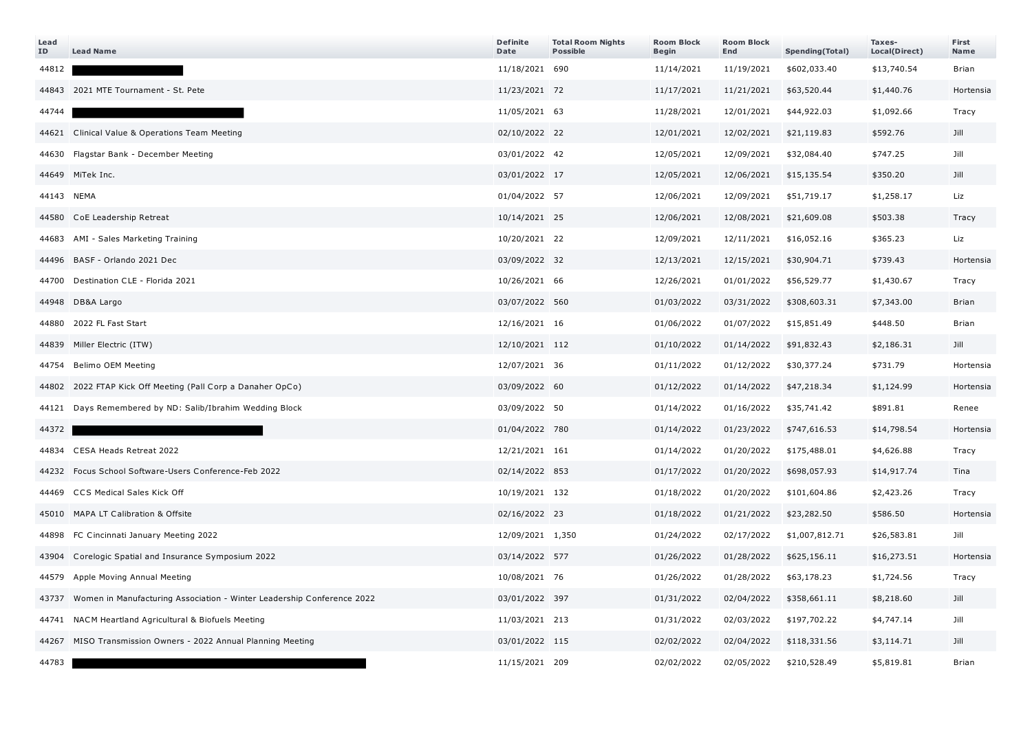| Lead ID | Lead Name | Definite Date | Total Room Nights Possible | Room Block Begin | Room Block End | Spending(Total) | Taxes-Local(Direct) | First Name |
|---|---|---|---|---|---|---|---|---|
| 44812 | | 11/18/2021 | 690 | 11/14/2021 | 11/19/2021 | $602,033.40 | $13,740.54 | Brian |
| 44843 | 2021 MTE Tournament - St. Pete | 11/23/2021 | 72 | 11/17/2021 | 11/21/2021 | $63,520.44 | $1,440.76 | Hortensia |
| 44744 | | 11/05/2021 | 63 | 11/28/2021 | 12/01/2021 | $44,922.03 | $1,092.66 | Tracy |
| 44621 | Clinical Value & Operations Team Meeting | 02/10/2022 | 22 | 12/01/2021 | 12/02/2021 | $21,119.83 | $592.76 | Jill |
| 44630 | Flagstar Bank - December Meeting | 03/01/2022 | 42 | 12/05/2021 | 12/09/2021 | $32,084.40 | $747.25 | Jill |
| 44649 | MiTek Inc. | 03/01/2022 | 17 | 12/05/2021 | 12/06/2021 | $15,135.54 | $350.20 | Jill |
| 44143 | NEMA | 01/04/2022 | 57 | 12/06/2021 | 12/09/2021 | $51,719.17 | $1,258.17 | Liz |
| 44580 | CoE Leadership Retreat | 10/14/2021 | 25 | 12/06/2021 | 12/08/2021 | $21,609.08 | $503.38 | Tracy |
| 44683 | AMI - Sales Marketing Training | 10/20/2021 | 22 | 12/09/2021 | 12/11/2021 | $16,052.16 | $365.23 | Liz |
| 44496 | BASF - Orlando 2021 Dec | 03/09/2022 | 32 | 12/13/2021 | 12/15/2021 | $30,904.71 | $739.43 | Hortensia |
| 44700 | Destination CLE - Florida 2021 | 10/26/2021 | 66 | 12/26/2021 | 01/01/2022 | $56,529.77 | $1,430.67 | Tracy |
| 44948 | DB&A Largo | 03/07/2022 | 560 | 01/03/2022 | 03/31/2022 | $308,603.31 | $7,343.00 | Brian |
| 44880 | 2022 FL Fast Start | 12/16/2021 | 16 | 01/06/2022 | 01/07/2022 | $15,851.49 | $448.50 | Brian |
| 44839 | Miller Electric (ITW) | 12/10/2021 | 112 | 01/10/2022 | 01/14/2022 | $91,832.43 | $2,186.31 | Jill |
| 44754 | Belimo OEM Meeting | 12/07/2021 | 36 | 01/11/2022 | 01/12/2022 | $30,377.24 | $731.79 | Hortensia |
| 44802 | 2022 FTAP Kick Off Meeting (Pall Corp a Danaher OpCo) | 03/09/2022 | 60 | 01/12/2022 | 01/14/2022 | $47,218.34 | $1,124.99 | Hortensia |
| 44121 | Days Remembered by ND: Salib/Ibrahim Wedding Block | 03/09/2022 | 50 | 01/14/2022 | 01/16/2022 | $35,741.42 | $891.81 | Renee |
| 44372 | | 01/04/2022 | 780 | 01/14/2022 | 01/23/2022 | $747,616.53 | $14,798.54 | Hortensia |
| 44834 | CESA Heads Retreat 2022 | 12/21/2021 | 161 | 01/14/2022 | 01/20/2022 | $175,488.01 | $4,626.88 | Tracy |
| 44232 | Focus School Software-Users Conference-Feb 2022 | 02/14/2022 | 853 | 01/17/2022 | 01/20/2022 | $698,057.93 | $14,917.74 | Tina |
| 44469 | CCS Medical Sales Kick Off | 10/19/2021 | 132 | 01/18/2022 | 01/20/2022 | $101,604.86 | $2,423.26 | Tracy |
| 45010 | MAPA LT Calibration & Offsite | 02/16/2022 | 23 | 01/18/2022 | 01/21/2022 | $23,282.50 | $586.50 | Hortensia |
| 44898 | FC Cincinnati January Meeting 2022 | 12/09/2021 | 1,350 | 01/24/2022 | 02/17/2022 | $1,007,812.71 | $26,583.81 | Jill |
| 43904 | Corelogic Spatial and Insurance Symposium 2022 | 03/14/2022 | 577 | 01/26/2022 | 01/28/2022 | $625,156.11 | $16,273.51 | Hortensia |
| 44579 | Apple Moving Annual Meeting | 10/08/2021 | 76 | 01/26/2022 | 01/28/2022 | $63,178.23 | $1,724.56 | Tracy |
| 43737 | Women in Manufacturing Association - Winter Leadership Conference 2022 | 03/01/2022 | 397 | 01/31/2022 | 02/04/2022 | $358,661.11 | $8,218.60 | Jill |
| 44741 | NACM Heartland Agricultural & Biofuels Meeting | 11/03/2021 | 213 | 01/31/2022 | 02/03/2022 | $197,702.22 | $4,747.14 | Jill |
| 44267 | MISO Transmission Owners - 2022 Annual Planning Meeting | 03/01/2022 | 115 | 02/02/2022 | 02/04/2022 | $118,331.56 | $3,114.71 | Jill |
| 44783 | | 11/15/2021 | 209 | 02/02/2022 | 02/05/2022 | $210,528.49 | $5,819.81 | Brian |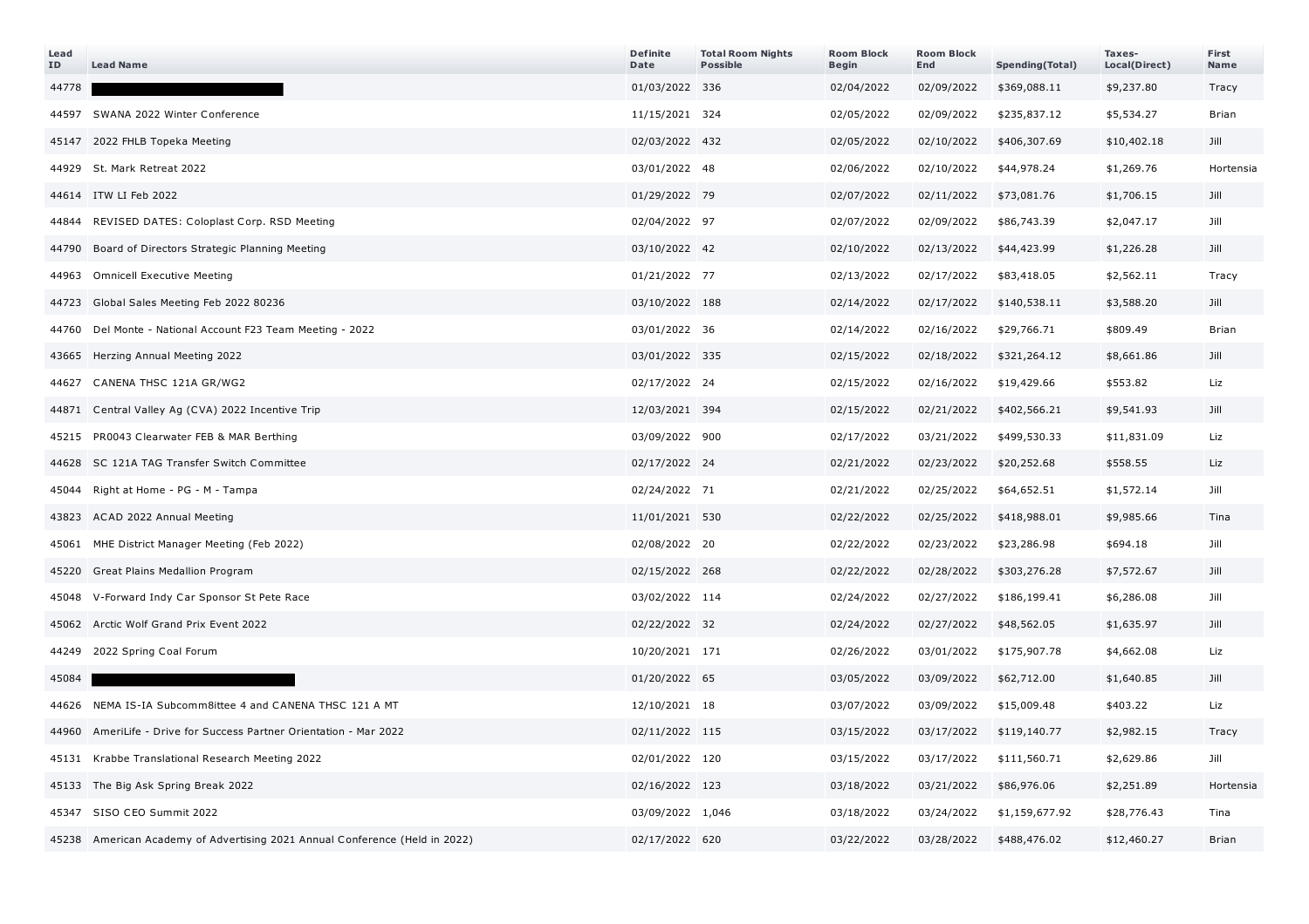| Lead ID | Lead Name | Definite Date | Total Room Nights Possible | Room Block Begin | Room Block End | Spending(Total) | Taxes-Local(Direct) | First Name |
|---|---|---|---|---|---|---|---|---|
| 44778 | | 01/03/2022 | 336 | 02/04/2022 | 02/09/2022 | $369,088.11 | $9,237.80 | Tracy |
| 44597 | SWANA 2022 Winter Conference | 11/15/2021 | 324 | 02/05/2022 | 02/09/2022 | $235,837.12 | $5,534.27 | Brian |
| 45147 | 2022 FHLB Topeka Meeting | 02/03/2022 | 432 | 02/05/2022 | 02/10/2022 | $406,307.69 | $10,402.18 | Jill |
| 44929 | St. Mark Retreat 2022 | 03/01/2022 | 48 | 02/06/2022 | 02/10/2022 | $44,978.24 | $1,269.76 | Hortensia |
| 44614 | ITW LI Feb 2022 | 01/29/2022 | 79 | 02/07/2022 | 02/11/2022 | $73,081.76 | $1,706.15 | Jill |
| 44844 | REVISED DATES: Coloplast Corp. RSD Meeting | 02/04/2022 | 97 | 02/07/2022 | 02/09/2022 | $86,743.39 | $2,047.17 | Jill |
| 44790 | Board of Directors Strategic Planning Meeting | 03/10/2022 | 42 | 02/10/2022 | 02/13/2022 | $44,423.99 | $1,226.28 | Jill |
| 44963 | Omnicell Executive Meeting | 01/21/2022 | 77 | 02/13/2022 | 02/17/2022 | $83,418.05 | $2,562.11 | Tracy |
| 44723 | Global Sales Meeting Feb 2022 80236 | 03/10/2022 | 188 | 02/14/2022 | 02/17/2022 | $140,538.11 | $3,588.20 | Jill |
| 44760 | Del Monte - National Account F23 Team Meeting - 2022 | 03/01/2022 | 36 | 02/14/2022 | 02/16/2022 | $29,766.71 | $809.49 | Brian |
| 43665 | Herzing Annual Meeting 2022 | 03/01/2022 | 335 | 02/15/2022 | 02/18/2022 | $321,264.12 | $8,661.86 | Jill |
| 44627 | CANENA THSC 121A GR/WG2 | 02/17/2022 | 24 | 02/15/2022 | 02/16/2022 | $19,429.66 | $553.82 | Liz |
| 44871 | Central Valley Ag (CVA) 2022 Incentive Trip | 12/03/2021 | 394 | 02/15/2022 | 02/21/2022 | $402,566.21 | $9,541.93 | Jill |
| 45215 | PR0043 Clearwater FEB & MAR Berthing | 03/09/2022 | 900 | 02/17/2022 | 03/21/2022 | $499,530.33 | $11,831.09 | Liz |
| 44628 | SC 121A TAG Transfer Switch Committee | 02/17/2022 | 24 | 02/21/2022 | 02/23/2022 | $20,252.68 | $558.55 | Liz |
| 45044 | Right at Home - PG - M - Tampa | 02/24/2022 | 71 | 02/21/2022 | 02/25/2022 | $64,652.51 | $1,572.14 | Jill |
| 43823 | ACAD 2022 Annual Meeting | 11/01/2021 | 530 | 02/22/2022 | 02/25/2022 | $418,988.01 | $9,985.66 | Tina |
| 45061 | MHE District Manager Meeting (Feb 2022) | 02/08/2022 | 20 | 02/22/2022 | 02/23/2022 | $23,286.98 | $694.18 | Jill |
| 45220 | Great Plains Medallion Program | 02/15/2022 | 268 | 02/22/2022 | 02/28/2022 | $303,276.28 | $7,572.67 | Jill |
| 45048 | V-Forward Indy Car Sponsor St Pete Race | 03/02/2022 | 114 | 02/24/2022 | 02/27/2022 | $186,199.41 | $6,286.08 | Jill |
| 45062 | Arctic Wolf Grand Prix Event 2022 | 02/22/2022 | 32 | 02/24/2022 | 02/27/2022 | $48,562.05 | $1,635.97 | Jill |
| 44249 | 2022 Spring Coal Forum | 10/20/2021 | 171 | 02/26/2022 | 03/01/2022 | $175,907.78 | $4,662.08 | Liz |
| 45084 | | 01/20/2022 | 65 | 03/05/2022 | 03/09/2022 | $62,712.00 | $1,640.85 | Jill |
| 44626 | NEMA IS-IA Subcomm8ittee 4 and CANENA THSC 121 A MT | 12/10/2021 | 18 | 03/07/2022 | 03/09/2022 | $15,009.48 | $403.22 | Liz |
| 44960 | AmeriLife - Drive for Success Partner Orientation - Mar 2022 | 02/11/2022 | 115 | 03/15/2022 | 03/17/2022 | $119,140.77 | $2,982.15 | Tracy |
| 45131 | Krabbe Translational Research Meeting 2022 | 02/01/2022 | 120 | 03/15/2022 | 03/17/2022 | $111,560.71 | $2,629.86 | Jill |
| 45133 | The Big Ask Spring Break 2022 | 02/16/2022 | 123 | 03/18/2022 | 03/21/2022 | $86,976.06 | $2,251.89 | Hortensia |
| 45347 | SISO CEO Summit 2022 | 03/09/2022 | 1,046 | 03/18/2022 | 03/24/2022 | $1,159,677.92 | $28,776.43 | Tina |
| 45238 | American Academy of Advertising 2021 Annual Conference (Held in 2022) | 02/17/2022 | 620 | 03/22/2022 | 03/28/2022 | $488,476.02 | $12,460.27 | Brian |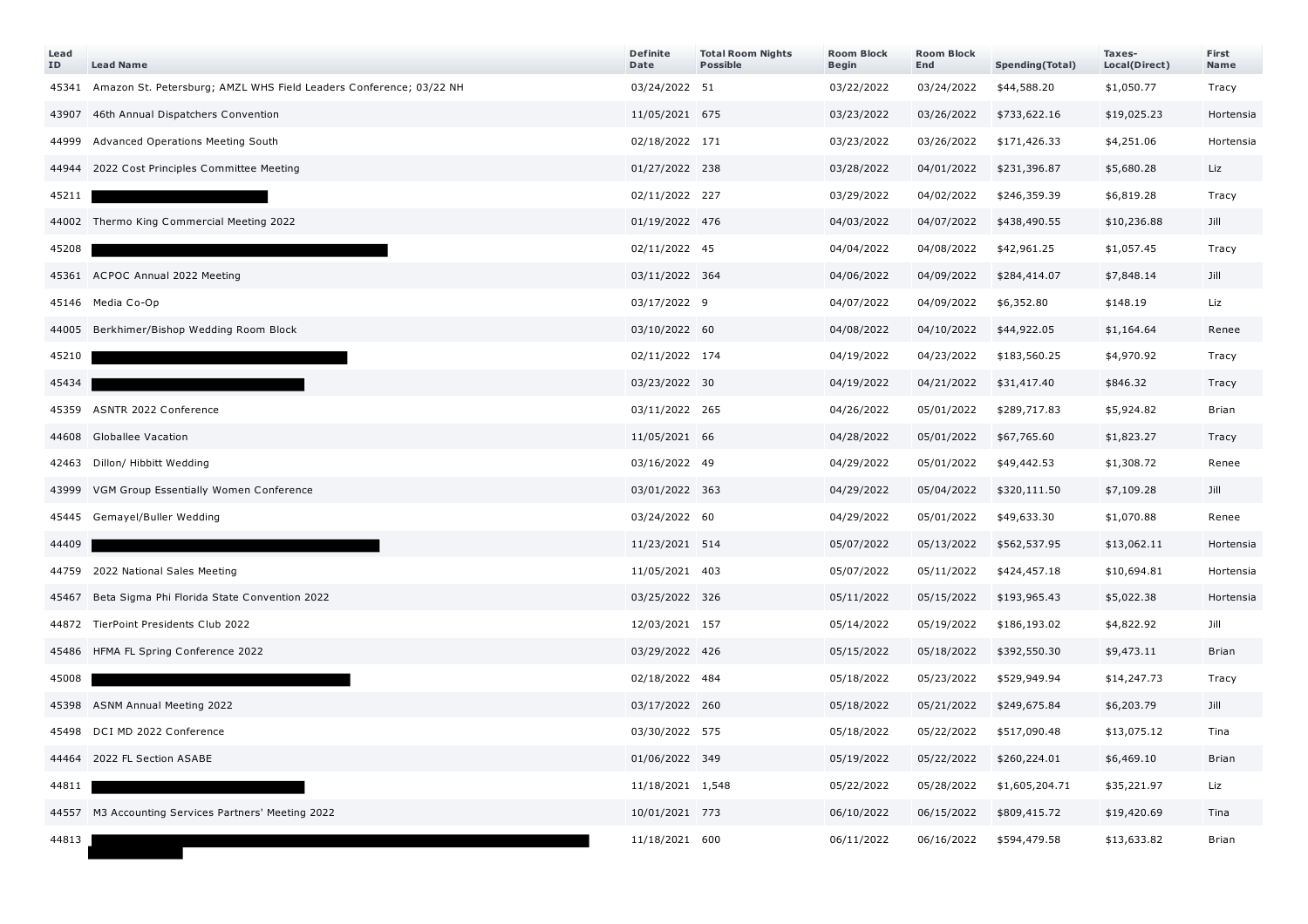| Lead ID | Lead Name | Definite Date | Total Room Nights Possible | Room Block Begin | Room Block End | Spending(Total) | Taxes-Local(Direct) | First Name |
|---|---|---|---|---|---|---|---|---|
| 45341 | Amazon St. Petersburg; AMZL WHS Field Leaders Conference; 03/22 NH | 03/24/2022 | 51 | 03/22/2022 | 03/24/2022 | $44,588.20 | $1,050.77 | Tracy |
| 43907 | 46th Annual Dispatchers Convention | 11/05/2021 | 675 | 03/23/2022 | 03/26/2022 | $733,622.16 | $19,025.23 | Hortensia |
| 44999 | Advanced Operations Meeting South | 02/18/2022 | 171 | 03/23/2022 | 03/26/2022 | $171,426.33 | $4,251.06 | Hortensia |
| 44944 | 2022 Cost Principles Committee Meeting | 01/27/2022 | 238 | 03/28/2022 | 04/01/2022 | $231,396.87 | $5,680.28 | Liz |
| 45211 | | 02/11/2022 | 227 | 03/29/2022 | 04/02/2022 | $246,359.39 | $6,819.28 | Tracy |
| 44002 | Thermo King Commercial Meeting 2022 | 01/19/2022 | 476 | 04/03/2022 | 04/07/2022 | $438,490.55 | $10,236.88 | Jill |
| 45208 | | 02/11/2022 | 45 | 04/04/2022 | 04/08/2022 | $42,961.25 | $1,057.45 | Tracy |
| 45361 | ACPOC Annual 2022 Meeting | 03/11/2022 | 364 | 04/06/2022 | 04/09/2022 | $284,414.07 | $7,848.14 | Jill |
| 45146 | Media Co-Op | 03/17/2022 | 9 | 04/07/2022 | 04/09/2022 | $6,352.80 | $148.19 | Liz |
| 44005 | Berkhimer/Bishop Wedding Room Block | 03/10/2022 | 60 | 04/08/2022 | 04/10/2022 | $44,922.05 | $1,164.64 | Renee |
| 45210 | | 02/11/2022 | 174 | 04/19/2022 | 04/23/2022 | $183,560.25 | $4,970.92 | Tracy |
| 45434 | | 03/23/2022 | 30 | 04/19/2022 | 04/21/2022 | $31,417.40 | $846.32 | Tracy |
| 45359 | ASNTR 2022 Conference | 03/11/2022 | 265 | 04/26/2022 | 05/01/2022 | $289,717.83 | $5,924.82 | Brian |
| 44608 | Globallee Vacation | 11/05/2021 | 66 | 04/28/2022 | 05/01/2022 | $67,765.60 | $1,823.27 | Tracy |
| 42463 | Dillon/ Hibbitt Wedding | 03/16/2022 | 49 | 04/29/2022 | 05/01/2022 | $49,442.53 | $1,308.72 | Renee |
| 43999 | VGM Group Essentially Women Conference | 03/01/2022 | 363 | 04/29/2022 | 05/04/2022 | $320,111.50 | $7,109.28 | Jill |
| 45445 | Gemayel/Buller Wedding | 03/24/2022 | 60 | 04/29/2022 | 05/01/2022 | $49,633.30 | $1,070.88 | Renee |
| 44409 | | 11/23/2021 | 514 | 05/07/2022 | 05/13/2022 | $562,537.95 | $13,062.11 | Hortensia |
| 44759 | 2022 National Sales Meeting | 11/05/2021 | 403 | 05/07/2022 | 05/11/2022 | $424,457.18 | $10,694.81 | Hortensia |
| 45467 | Beta Sigma Phi Florida State Convention 2022 | 03/25/2022 | 326 | 05/11/2022 | 05/15/2022 | $193,965.43 | $5,022.38 | Hortensia |
| 44872 | TierPoint Presidents Club 2022 | 12/03/2021 | 157 | 05/14/2022 | 05/19/2022 | $186,193.02 | $4,822.92 | Jill |
| 45486 | HFMA FL Spring Conference 2022 | 03/29/2022 | 426 | 05/15/2022 | 05/18/2022 | $392,550.30 | $9,473.11 | Brian |
| 45008 | | 02/18/2022 | 484 | 05/18/2022 | 05/23/2022 | $529,949.94 | $14,247.73 | Tracy |
| 45398 | ASNM Annual Meeting 2022 | 03/17/2022 | 260 | 05/18/2022 | 05/21/2022 | $249,675.84 | $6,203.79 | Jill |
| 45498 | DCI MD 2022 Conference | 03/30/2022 | 575 | 05/18/2022 | 05/22/2022 | $517,090.48 | $13,075.12 | Tina |
| 44464 | 2022 FL Section ASABE | 01/06/2022 | 349 | 05/19/2022 | 05/22/2022 | $260,224.01 | $6,469.10 | Brian |
| 44811 | | 11/18/2021 | 1,548 | 05/22/2022 | 05/28/2022 | $1,605,204.71 | $35,221.97 | Liz |
| 44557 | M3 Accounting Services Partners' Meeting 2022 | 10/01/2021 | 773 | 06/10/2022 | 06/15/2022 | $809,415.72 | $19,420.69 | Tina |
| 44813 | | 11/18/2021 | 600 | 06/11/2022 | 06/16/2022 | $594,479.58 | $13,633.82 | Brian |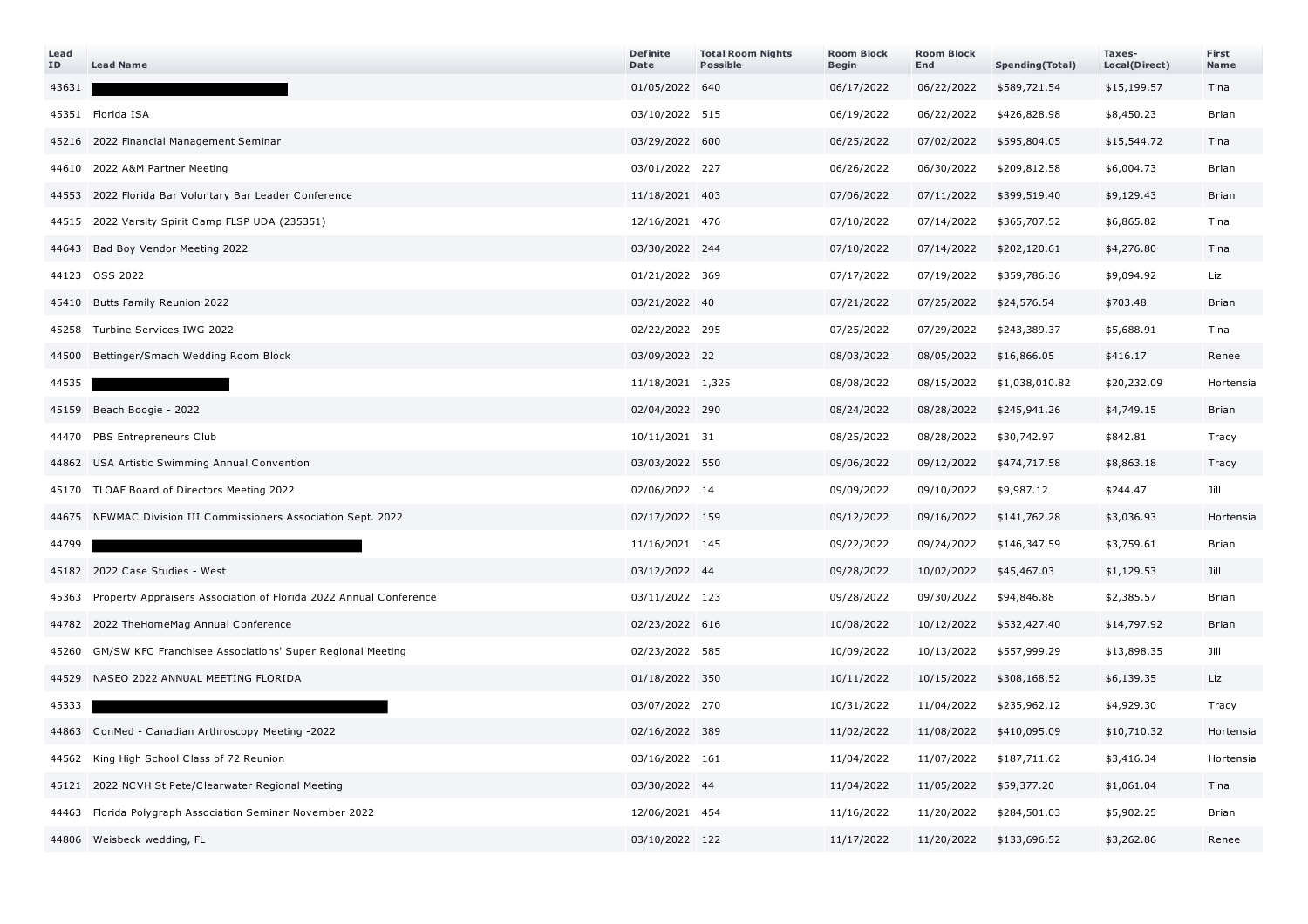| Lead ID | Lead Name | Definite Date | Total Room Nights Possible | Room Block Begin | Room Block End | Spending(Total) | Taxes-Local(Direct) | First Name |
|---|---|---|---|---|---|---|---|---|
| 43631 | | 01/05/2022 | 640 | 06/17/2022 | 06/22/2022 | $589,721.54 | $15,199.57 | Tina |
| 45351 | Florida ISA | 03/10/2022 | 515 | 06/19/2022 | 06/22/2022 | $426,828.98 | $8,450.23 | Brian |
| 45216 | 2022 Financial Management Seminar | 03/29/2022 | 600 | 06/25/2022 | 07/02/2022 | $595,804.05 | $15,544.72 | Tina |
| 44610 | 2022 A&M Partner Meeting | 03/01/2022 | 227 | 06/26/2022 | 06/30/2022 | $209,812.58 | $6,004.73 | Brian |
| 44553 | 2022 Florida Bar Voluntary Bar Leader Conference | 11/18/2021 | 403 | 07/06/2022 | 07/11/2022 | $399,519.40 | $9,129.43 | Brian |
| 44515 | 2022 Varsity Spirit Camp FLSP UDA (235351) | 12/16/2021 | 476 | 07/10/2022 | 07/14/2022 | $365,707.52 | $6,865.82 | Tina |
| 44643 | Bad Boy Vendor Meeting 2022 | 03/30/2022 | 244 | 07/10/2022 | 07/14/2022 | $202,120.61 | $4,276.80 | Tina |
| 44123 | OSS 2022 | 01/21/2022 | 369 | 07/17/2022 | 07/19/2022 | $359,786.36 | $9,094.92 | Liz |
| 45410 | Butts Family Reunion 2022 | 03/21/2022 | 40 | 07/21/2022 | 07/25/2022 | $24,576.54 | $703.48 | Brian |
| 45258 | Turbine Services IWG 2022 | 02/22/2022 | 295 | 07/25/2022 | 07/29/2022 | $243,389.37 | $5,688.91 | Tina |
| 44500 | Bettinger/Smach Wedding Room Block | 03/09/2022 | 22 | 08/03/2022 | 08/05/2022 | $16,866.05 | $416.17 | Renee |
| 44535 | | 11/18/2021 | 1,325 | 08/08/2022 | 08/15/2022 | $1,038,010.82 | $20,232.09 | Hortensia |
| 45159 | Beach Boogie - 2022 | 02/04/2022 | 290 | 08/24/2022 | 08/28/2022 | $245,941.26 | $4,749.15 | Brian |
| 44470 | PBS Entrepreneurs Club | 10/11/2021 | 31 | 08/25/2022 | 08/28/2022 | $30,742.97 | $842.81 | Tracy |
| 44862 | USA Artistic Swimming Annual Convention | 03/03/2022 | 550 | 09/06/2022 | 09/12/2022 | $474,717.58 | $8,863.18 | Tracy |
| 45170 | TLOAF Board of Directors Meeting 2022 | 02/06/2022 | 14 | 09/09/2022 | 09/10/2022 | $9,987.12 | $244.47 | Jill |
| 44675 | NEWMAC Division III Commissioners Association Sept. 2022 | 02/17/2022 | 159 | 09/12/2022 | 09/16/2022 | $141,762.28 | $3,036.93 | Hortensia |
| 44799 | | 11/16/2021 | 145 | 09/22/2022 | 09/24/2022 | $146,347.59 | $3,759.61 | Brian |
| 45182 | 2022 Case Studies - West | 03/12/2022 | 44 | 09/28/2022 | 10/02/2022 | $45,467.03 | $1,129.53 | Jill |
| 45363 | Property Appraisers Association of Florida 2022 Annual Conference | 03/11/2022 | 123 | 09/28/2022 | 09/30/2022 | $94,846.88 | $2,385.57 | Brian |
| 44782 | 2022 TheHomeMag Annual Conference | 02/23/2022 | 616 | 10/08/2022 | 10/12/2022 | $532,427.40 | $14,797.92 | Brian |
| 45260 | GM/SW KFC Franchisee Associations' Super Regional Meeting | 02/23/2022 | 585 | 10/09/2022 | 10/13/2022 | $557,999.29 | $13,898.35 | Jill |
| 44529 | NASEO 2022 ANNUAL MEETING FLORIDA | 01/18/2022 | 350 | 10/11/2022 | 10/15/2022 | $308,168.52 | $6,139.35 | Liz |
| 45333 | | 03/07/2022 | 270 | 10/31/2022 | 11/04/2022 | $235,962.12 | $4,929.30 | Tracy |
| 44863 | ConMed - Canadian Arthroscopy Meeting -2022 | 02/16/2022 | 389 | 11/02/2022 | 11/08/2022 | $410,095.09 | $10,710.32 | Hortensia |
| 44562 | King High School Class of 72 Reunion | 03/16/2022 | 161 | 11/04/2022 | 11/07/2022 | $187,711.62 | $3,416.34 | Hortensia |
| 45121 | 2022 NCVH St Pete/Clearwater Regional Meeting | 03/30/2022 | 44 | 11/04/2022 | 11/05/2022 | $59,377.20 | $1,061.04 | Tina |
| 44463 | Florida Polygraph Association Seminar November 2022 | 12/06/2021 | 454 | 11/16/2022 | 11/20/2022 | $284,501.03 | $5,902.25 | Brian |
| 44806 | Weisbeck wedding, FL | 03/10/2022 | 122 | 11/17/2022 | 11/20/2022 | $133,696.52 | $3,262.86 | Renee |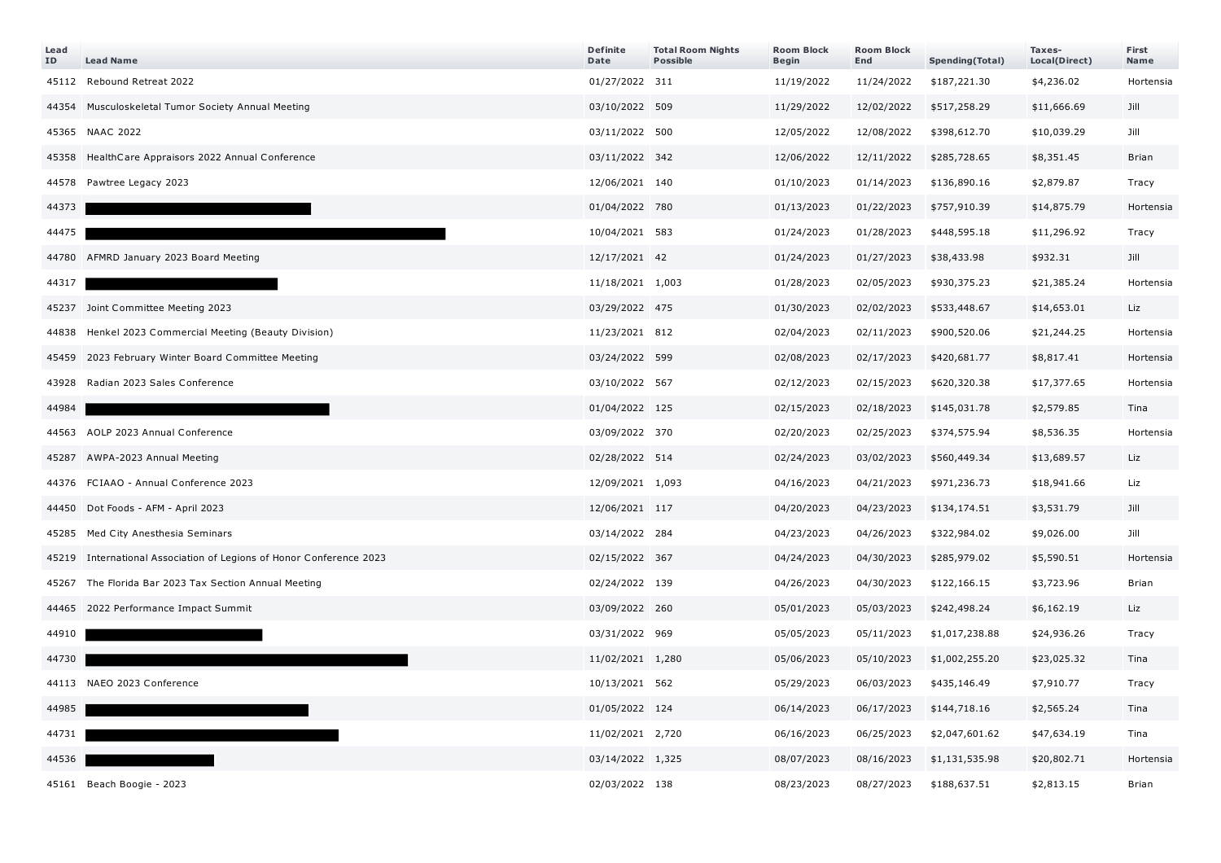| Lead ID | Lead Name | Definite Date | Total Room Nights Possible | Room Block Begin | Room Block End | Spending(Total) | Taxes-Local(Direct) | First Name |
|---|---|---|---|---|---|---|---|---|
| 45112 | Rebound Retreat 2022 | 01/27/2022 | 311 | 11/19/2022 | 11/24/2022 | $187,221.30 | $4,236.02 | Hortensia |
| 44354 | Musculoskeletal Tumor Society Annual Meeting | 03/10/2022 | 509 | 11/29/2022 | 12/02/2022 | $517,258.29 | $11,666.69 | Jill |
| 45365 | NAAC 2022 | 03/11/2022 | 500 | 12/05/2022 | 12/08/2022 | $398,612.70 | $10,039.29 | Jill |
| 45358 | HealthCare Appraisors 2022 Annual Conference | 03/11/2022 | 342 | 12/06/2022 | 12/11/2022 | $285,728.65 | $8,351.45 | Brian |
| 44578 | Pawtree Legacy 2023 | 12/06/2021 | 140 | 01/10/2023 | 01/14/2023 | $136,890.16 | $2,879.87 | Tracy |
| 44373 | | 01/04/2022 | 780 | 01/13/2023 | 01/22/2023 | $757,910.39 | $14,875.79 | Hortensia |
| 44475 | | 10/04/2021 | 583 | 01/24/2023 | 01/28/2023 | $448,595.18 | $11,296.92 | Tracy |
| 44780 | AFMRD January 2023 Board Meeting | 12/17/2021 | 42 | 01/24/2023 | 01/27/2023 | $38,433.98 | $932.31 | Jill |
| 44317 | | 11/18/2021 | 1,003 | 01/28/2023 | 02/05/2023 | $930,375.23 | $21,385.24 | Hortensia |
| 45237 | Joint Committee Meeting 2023 | 03/29/2022 | 475 | 01/30/2023 | 02/02/2023 | $533,448.67 | $14,653.01 | Liz |
| 44838 | Henkel 2023 Commercial Meeting (Beauty Division) | 11/23/2021 | 812 | 02/04/2023 | 02/11/2023 | $900,520.06 | $21,244.25 | Hortensia |
| 45459 | 2023 February Winter Board Committee Meeting | 03/24/2022 | 599 | 02/08/2023 | 02/17/2023 | $420,681.77 | $8,817.41 | Hortensia |
| 43928 | Radian 2023 Sales Conference | 03/10/2022 | 567 | 02/12/2023 | 02/15/2023 | $620,320.38 | $17,377.65 | Hortensia |
| 44984 | | 01/04/2022 | 125 | 02/15/2023 | 02/18/2023 | $145,031.78 | $2,579.85 | Tina |
| 44563 | AOLP 2023 Annual Conference | 03/09/2022 | 370 | 02/20/2023 | 02/25/2023 | $374,575.94 | $8,536.35 | Hortensia |
| 45287 | AWPA-2023 Annual Meeting | 02/28/2022 | 514 | 02/24/2023 | 03/02/2023 | $560,449.34 | $13,689.57 | Liz |
| 44376 | FCIAAO - Annual Conference 2023 | 12/09/2021 | 1,093 | 04/16/2023 | 04/21/2023 | $971,236.73 | $18,941.66 | Liz |
| 44450 | Dot Foods - AFM - April 2023 | 12/06/2021 | 117 | 04/20/2023 | 04/23/2023 | $134,174.51 | $3,531.79 | Jill |
| 45285 | Med City Anesthesia Seminars | 03/14/2022 | 284 | 04/23/2023 | 04/26/2023 | $322,984.02 | $9,026.00 | Jill |
| 45219 | International Association of Legions of Honor Conference 2023 | 02/15/2022 | 367 | 04/24/2023 | 04/30/2023 | $285,979.02 | $5,590.51 | Hortensia |
| 45267 | The Florida Bar 2023 Tax Section Annual Meeting | 02/24/2022 | 139 | 04/26/2023 | 04/30/2023 | $122,166.15 | $3,723.96 | Brian |
| 44465 | 2022 Performance Impact Summit | 03/09/2022 | 260 | 05/01/2023 | 05/03/2023 | $242,498.24 | $6,162.19 | Liz |
| 44910 | | 03/31/2022 | 969 | 05/05/2023 | 05/11/2023 | $1,017,238.88 | $24,936.26 | Tracy |
| 44730 | | 11/02/2021 | 1,280 | 05/06/2023 | 05/10/2023 | $1,002,255.20 | $23,025.32 | Tina |
| 44113 | NAEO 2023 Conference | 10/13/2021 | 562 | 05/29/2023 | 06/03/2023 | $435,146.49 | $7,910.77 | Tracy |
| 44985 | | 01/05/2022 | 124 | 06/14/2023 | 06/17/2023 | $144,718.16 | $2,565.24 | Tina |
| 44731 | | 11/02/2021 | 2,720 | 06/16/2023 | 06/25/2023 | $2,047,601.62 | $47,634.19 | Tina |
| 44536 | | 03/14/2022 | 1,325 | 08/07/2023 | 08/16/2023 | $1,131,535.98 | $20,802.71 | Hortensia |
| 45161 | Beach Boogie - 2023 | 02/03/2022 | 138 | 08/23/2023 | 08/27/2023 | $188,637.51 | $2,813.15 | Brian |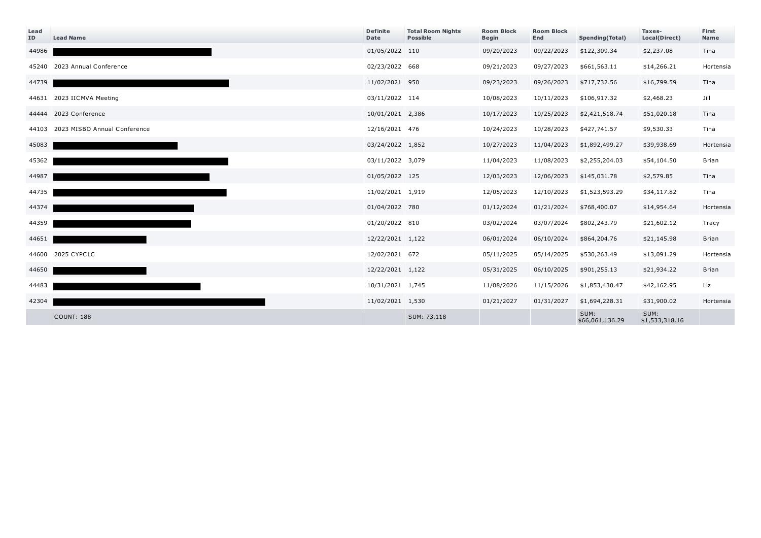| Lead ID | Lead Name | Definite Date | Total Room Nights Possible | Room Block Begin | Room Block End | Spending(Total) | Taxes-Local(Direct) | First Name |
|---|---|---|---|---|---|---|---|---|
| 44986 | | 01/05/2022 | 110 | 09/20/2023 | 09/22/2023 | $122,309.34 | $2,237.08 | Tina |
| 45240 | 2023 Annual Conference | 02/23/2022 | 668 | 09/21/2023 | 09/27/2023 | $661,563.11 | $14,266.21 | Hortensia |
| 44739 | | 11/02/2021 | 950 | 09/23/2023 | 09/26/2023 | $717,732.56 | $16,799.59 | Tina |
| 44631 | 2023 IICMVA Meeting | 03/11/2022 | 114 | 10/08/2023 | 10/11/2023 | $106,917.32 | $2,468.23 | Jill |
| 44444 | 2023 Conference | 10/01/2021 | 2,386 | 10/17/2023 | 10/25/2023 | $2,421,518.74 | $51,020.18 | Tina |
| 44103 | 2023 MISBO Annual Conference | 12/16/2021 | 476 | 10/24/2023 | 10/28/2023 | $427,741.57 | $9,530.33 | Tina |
| 45083 | | 03/24/2022 | 1,852 | 10/27/2023 | 11/04/2023 | $1,892,499.27 | $39,938.69 | Hortensia |
| 45362 | | 03/11/2022 | 3,079 | 11/04/2023 | 11/08/2023 | $2,255,204.03 | $54,104.50 | Brian |
| 44987 | | 01/05/2022 | 125 | 12/03/2023 | 12/06/2023 | $145,031.78 | $2,579.85 | Tina |
| 44735 | | 11/02/2021 | 1,919 | 12/05/2023 | 12/10/2023 | $1,523,593.29 | $34,117.82 | Tina |
| 44374 | | 01/04/2022 | 780 | 01/12/2024 | 01/21/2024 | $768,400.07 | $14,954.64 | Hortensia |
| 44359 | | 01/20/2022 | 810 | 03/02/2024 | 03/07/2024 | $802,243.79 | $21,602.12 | Tracy |
| 44651 | | 12/22/2021 | 1,122 | 06/01/2024 | 06/10/2024 | $864,204.76 | $21,145.98 | Brian |
| 44600 | 2025 CYPCLC | 12/02/2021 | 672 | 05/11/2025 | 05/14/2025 | $530,263.49 | $13,091.29 | Hortensia |
| 44650 | | 12/22/2021 | 1,122 | 05/31/2025 | 06/10/2025 | $901,255.13 | $21,934.22 | Brian |
| 44483 | | 10/31/2021 | 1,745 | 11/08/2026 | 11/15/2026 | $1,853,430.47 | $42,162.95 | Liz |
| 42304 | | 11/02/2021 | 1,530 | 01/21/2027 | 01/31/2027 | $1,694,228.31 | $31,900.02 | Hortensia |
| | COUNT: 188 | | SUM: 73,118 | | | SUM: $66,061,136.29 | SUM: $1,533,318.16 | |